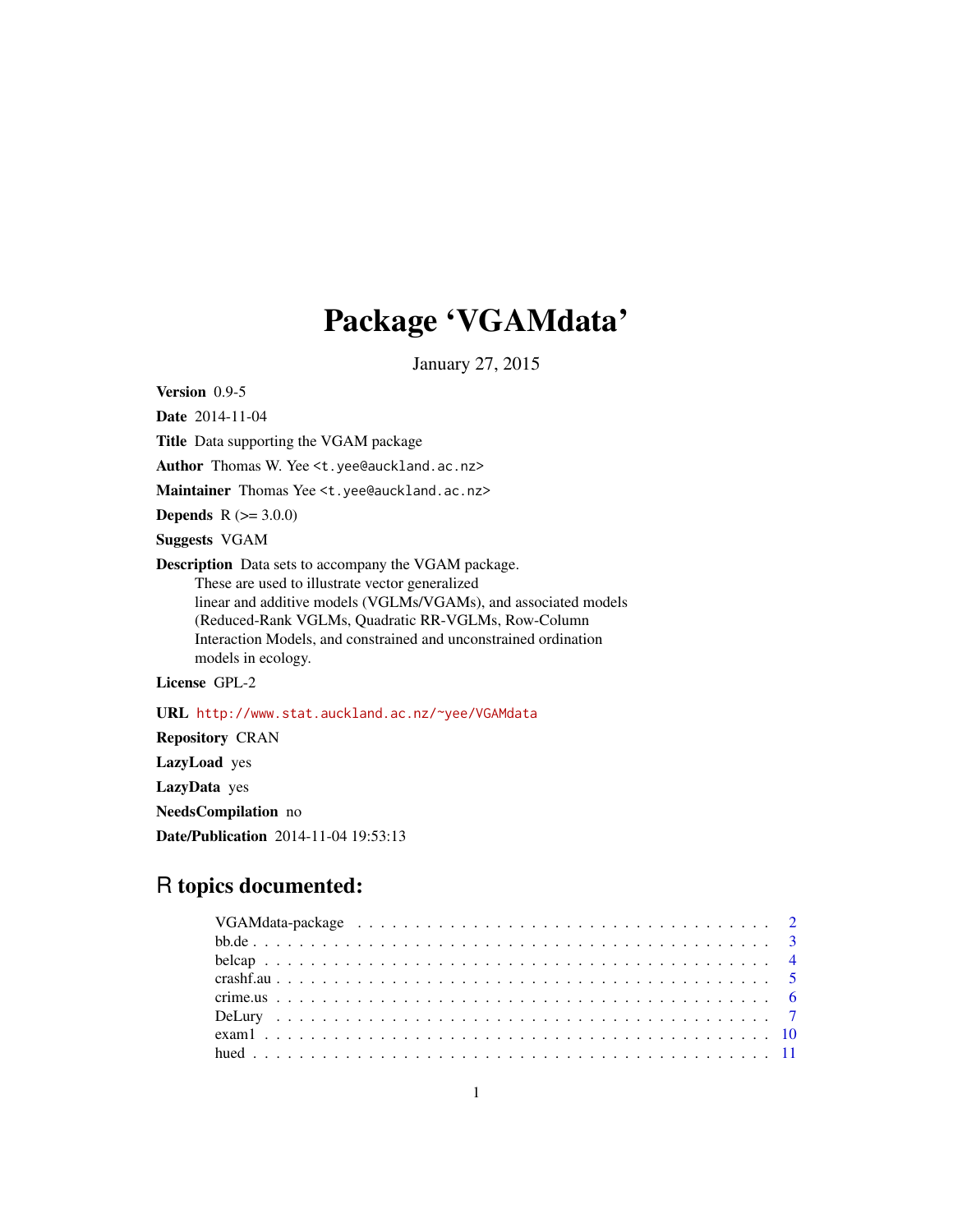# Package 'VGAMdata'

January 27, 2015

**Version** 0.9-5

**Date** 2014-11-04

**Title** Data supporting the VGAM package

**Author** Thomas W. Yee <t.yee@auckland.ac.nz>

**Maintainer** Thomas Yee <t.yee@auckland.ac.nz>

**Depends** R (>= 3.0.0)

**Suggests** VGAM

**Description** Data sets to accompany the VGAM package. These are used to illustrate vector generalized linear and additive models (VGLMs/VGAMs), and associated models (Reduced-Rank VGLMs, Quadratic RR-VGLMs, Row-Column Interaction Models, and constrained and unconstrained ordination models in ecology.

**License** GPL-2

**URL** http://www.stat.auckland.ac.nz/~yee/VGAMdata

**Repository** CRAN

**LazyLoad** yes

**LazyData** yes

**NeedsCompilation** no

**Date/Publication** 2014-11-04 19:53:13

## R topics documented:

- VGAMdata-package . . . . . . . . . . . . . . . . . . . . . . . . . . . . . . . . . . 2
- bb.de . . . . . . . . . . . . . . . . . . . . . . . . . . . . . . . . . . . . . . . . . 3
- belcap . . . . . . . . . . . . . . . . . . . . . . . . . . . . . . . . . . . . . . . . 4
- crashf.au . . . . . . . . . . . . . . . . . . . . . . . . . . . . . . . . . . . . . . . 5
- crime.us . . . . . . . . . . . . . . . . . . . . . . . . . . . . . . . . . . . . . . . 6
- DeLury . . . . . . . . . . . . . . . . . . . . . . . . . . . . . . . . . . . . . . . . 7
- exam1 . . . . . . . . . . . . . . . . . . . . . . . . . . . . . . . . . . . . . . . . 10
- hued . . . . . . . . . . . . . . . . . . . . . . . . . . . . . . . . . . . . . . . . . 11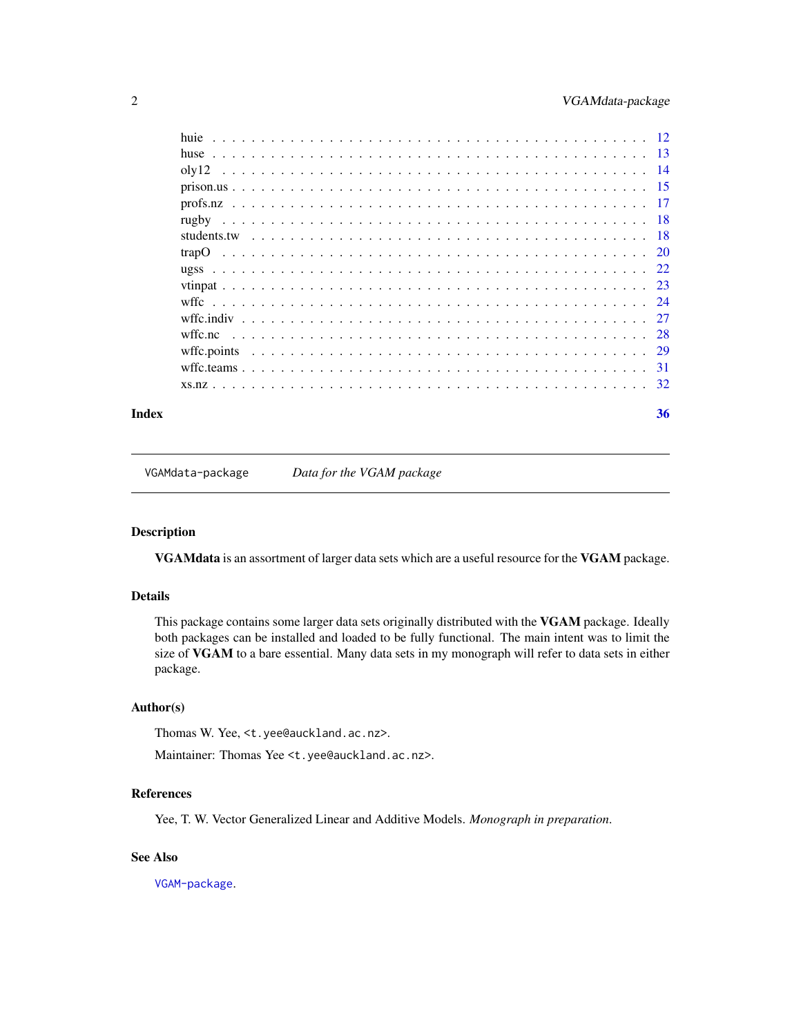huie . . . . . . . . . . . . . . . . . . . . . . . . . . . . . . . . . . . . . . . . . . 12
huse . . . . . . . . . . . . . . . . . . . . . . . . . . . . . . . . . . . . . . . . . . 13
oly12 . . . . . . . . . . . . . . . . . . . . . . . . . . . . . . . . . . . . . . . . . 14
prison.us . . . . . . . . . . . . . . . . . . . . . . . . . . . . . . . . . . . . . . . 15
profs.nz . . . . . . . . . . . . . . . . . . . . . . . . . . . . . . . . . . . . . . . 17
rugby . . . . . . . . . . . . . . . . . . . . . . . . . . . . . . . . . . . . . . . . . 18
students.tw . . . . . . . . . . . . . . . . . . . . . . . . . . . . . . . . . . . . . . 18
trapO . . . . . . . . . . . . . . . . . . . . . . . . . . . . . . . . . . . . . . . . . 20
ugss . . . . . . . . . . . . . . . . . . . . . . . . . . . . . . . . . . . . . . . . . . 22
vtinpat . . . . . . . . . . . . . . . . . . . . . . . . . . . . . . . . . . . . . . . . 23
wffc . . . . . . . . . . . . . . . . . . . . . . . . . . . . . . . . . . . . . . . . . . 24
wffc.indiv . . . . . . . . . . . . . . . . . . . . . . . . . . . . . . . . . . . . . . . 27
wffc.nc . . . . . . . . . . . . . . . . . . . . . . . . . . . . . . . . . . . . . . . . 28
wffc.points . . . . . . . . . . . . . . . . . . . . . . . . . . . . . . . . . . . . . . 29
wffc.teams . . . . . . . . . . . . . . . . . . . . . . . . . . . . . . . . . . . . . . . 31
xs.nz . . . . . . . . . . . . . . . . . . . . . . . . . . . . . . . . . . . . . . . . . 32

**Index** **36**

---

`VGAMdata-package` *Data for the VGAM package*

---

## Description

**VGAMdata** is an assortment of larger data sets which are a useful resource for the **VGAM** package.

## Details

This package contains some larger data sets originally distributed with the **VGAM** package. Ideally both packages can be installed and loaded to be fully functional. The main intent was to limit the size of **VGAM** to a bare essential. Many data sets in my monograph will refer to data sets in either package.

## Author(s)

Thomas W. Yee, <t.yee@auckland.ac.nz>.

Maintainer: Thomas Yee <t.yee@auckland.ac.nz>.

## References

Yee, T. W. Vector Generalized Linear and Additive Models. *Monograph in preparation*.

## See Also

VGAM-package.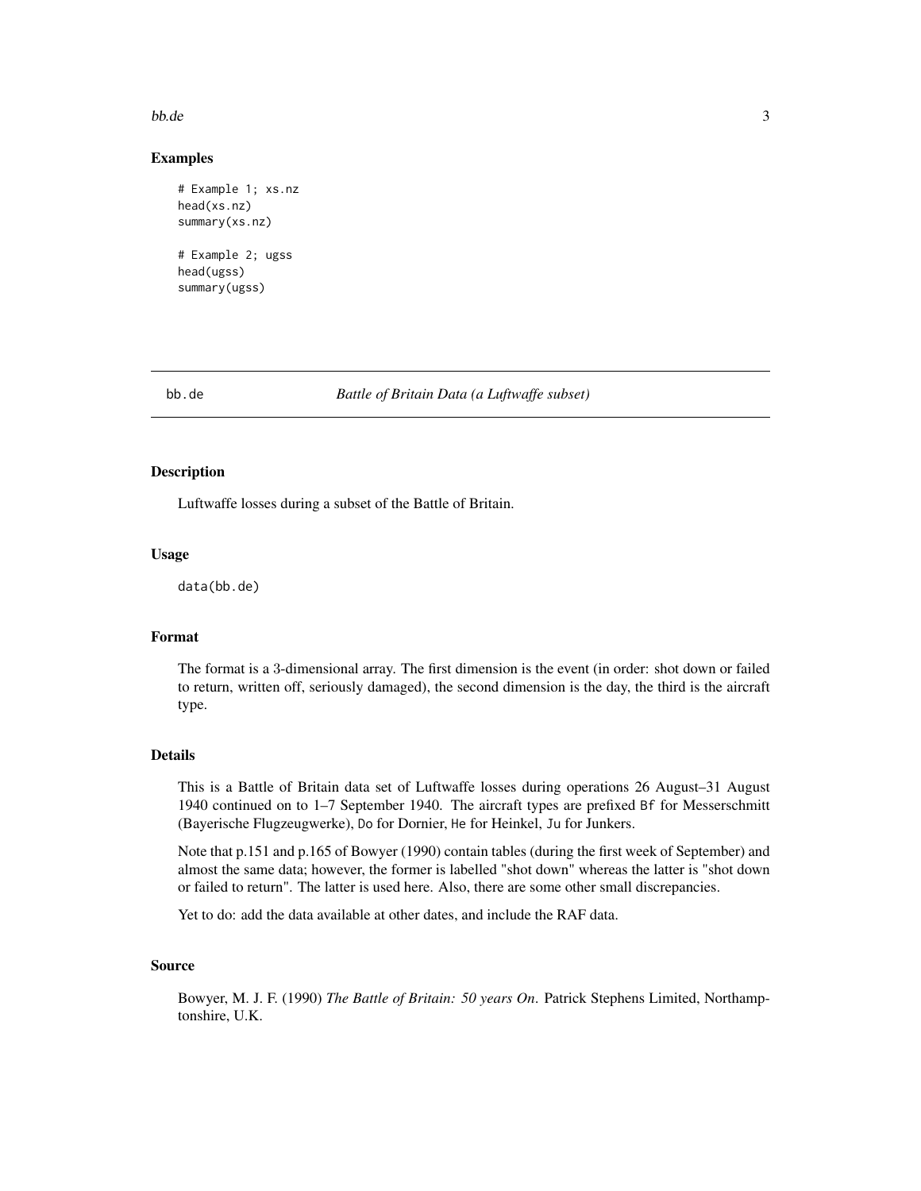## Examples

```
# Example 1; xs.nz
head(xs.nz)
summary(xs.nz)

# Example 2; ugss
head(ugss)
summary(ugss)
```

---

bb.de *Battle of Britain Data (a Luftwaffe subset)*

---

### Description

Luftwaffe losses during a subset of the Battle of Britain.

### Usage

```
data(bb.de)
```

### Format

The format is a 3-dimensional array. The first dimension is the event (in order: shot down or failed to return, written off, seriously damaged), the second dimension is the day, the third is the aircraft type.

### Details

This is a Battle of Britain data set of Luftwaffe losses during operations 26 August–31 August 1940 continued on to 1–7 September 1940. The aircraft types are prefixed Bf for Messerschmitt (Bayerische Flugzeugwerke), Do for Dornier, He for Heinkel, Ju for Junkers.

Note that p.151 and p.165 of Bowyer (1990) contain tables (during the first week of September) and almost the same data; however, the former is labelled "shot down" whereas the latter is "shot down or failed to return". The latter is used here. Also, there are some other small discrepancies.

Yet to do: add the data available at other dates, and include the RAF data.

### Source

Bowyer, M. J. F. (1990) *The Battle of Britain: 50 years On*. Patrick Stephens Limited, Northamptonshire, U.K.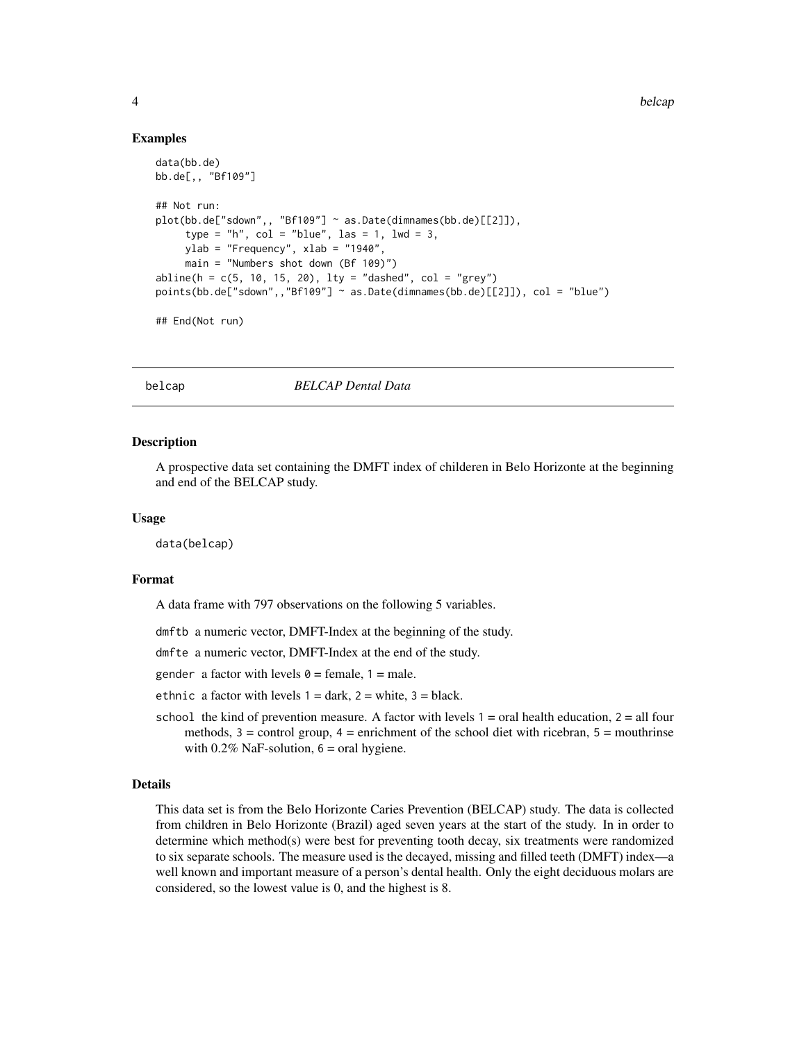### Examples

```
data(bb.de)
bb.de[,, "Bf109"]

## Not run:
plot(bb.de["sdown",, "Bf109"] ~ as.Date(dimnames(bb.de)[[2]]),
     type = "h", col = "blue", las = 1, lwd = 3,
     ylab = "Frequency", xlab = "1940",
     main = "Numbers shot down (Bf 109)")
abline(h = c(5, 10, 15, 20), lty = "dashed", col = "grey")
points(bb.de["sdown",,"Bf109"] ~ as.Date(dimnames(bb.de)[[2]]), col = "blue")

## End(Not run)
```

---

## belcap *BELCAP Dental Data*

### Description

A prospective data set containing the DMFT index of childeren in Belo Horizonte at the beginning and end of the BELCAP study.

### Usage

```
data(belcap)
```

### Format

A data frame with 797 observations on the following 5 variables.

`dmftb` a numeric vector, DMFT-Index at the beginning of the study.

`dmfte` a numeric vector, DMFT-Index at the end of the study.

`gender` a factor with levels `0` = female, `1` = male.

`ethnic` a factor with levels `1` = dark, `2` = white, `3` = black.

`school` the kind of prevention measure. A factor with levels `1` = oral health education, `2` = all four methods, `3` = control group, `4` = enrichment of the school diet with ricebran, `5` = mouthrinse with 0.2% NaF-solution, `6` = oral hygiene.

### Details

This data set is from the Belo Horizonte Caries Prevention (BELCAP) study. The data is collected from children in Belo Horizonte (Brazil) aged seven years at the start of the study. In in order to determine which method(s) were best for preventing tooth decay, six treatments were randomized to six separate schools. The measure used is the decayed, missing and filled teeth (DMFT) index—a well known and important measure of a person's dental health. Only the eight deciduous molars are considered, so the lowest value is 0, and the highest is 8.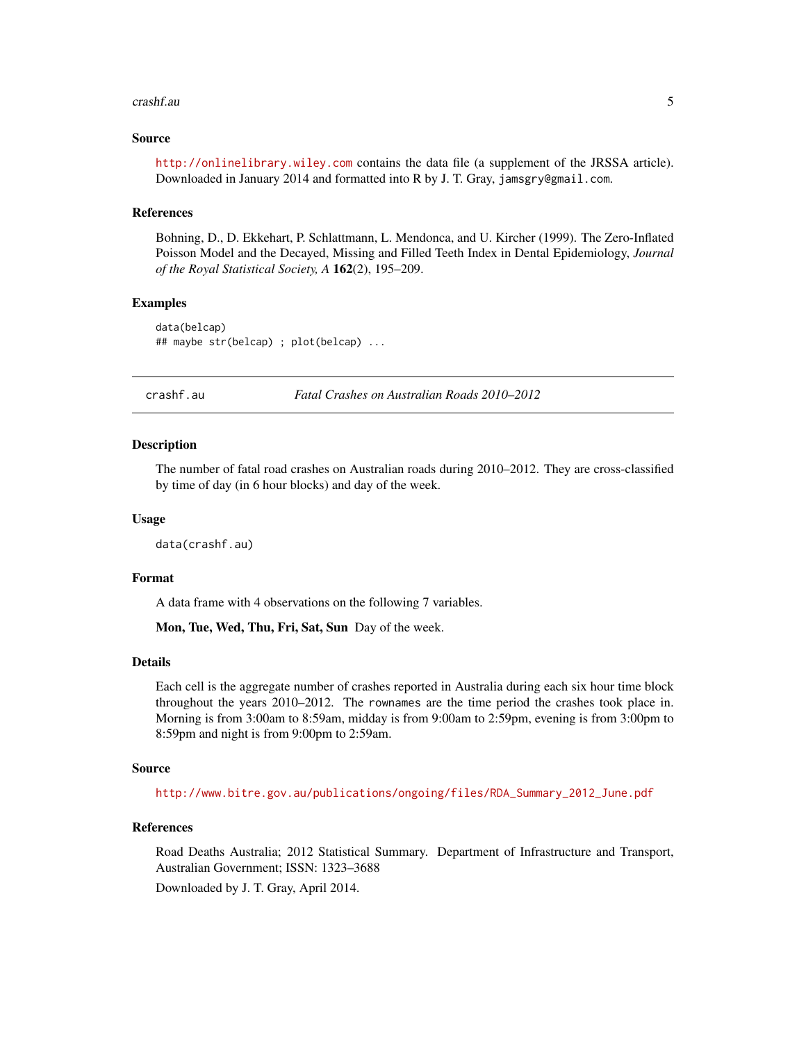## Source

http://onlinelibrary.wiley.com contains the data file (a supplement of the JRSSA article). Downloaded in January 2014 and formatted into R by J. T. Gray, `jamsgry@gmail.com`.

## References

Bohning, D., D. Ekkehart, P. Schlattmann, L. Mendonca, and U. Kircher (1999). The Zero-Inflated Poisson Model and the Decayed, Missing and Filled Teeth Index in Dental Epidemiology, *Journal of the Royal Statistical Society, A* **162**(2), 195–209.

## Examples

```
data(belcap)
## maybe str(belcap) ; plot(belcap) ...
```

---

# crashf.au — *Fatal Crashes on Australian Roads 2010–2012*

## Description

The number of fatal road crashes on Australian roads during 2010–2012. They are cross-classified by time of day (in 6 hour blocks) and day of the week.

## Usage

```
data(crashf.au)
```

## Format

A data frame with 4 observations on the following 7 variables.

**Mon, Tue, Wed, Thu, Fri, Sat, Sun** Day of the week.

## Details

Each cell is the aggregate number of crashes reported in Australia during each six hour time block throughout the years 2010–2012. The `rownames` are the time period the crashes took place in. Morning is from 3:00am to 8:59am, midday is from 9:00am to 2:59pm, evening is from 3:00pm to 8:59pm and night is from 9:00pm to 2:59am.

## Source

http://www.bitre.gov.au/publications/ongoing/files/RDA_Summary_2012_June.pdf

## References

Road Deaths Australia; 2012 Statistical Summary. Department of Infrastructure and Transport, Australian Government; ISSN: 1323–3688

Downloaded by J. T. Gray, April 2014.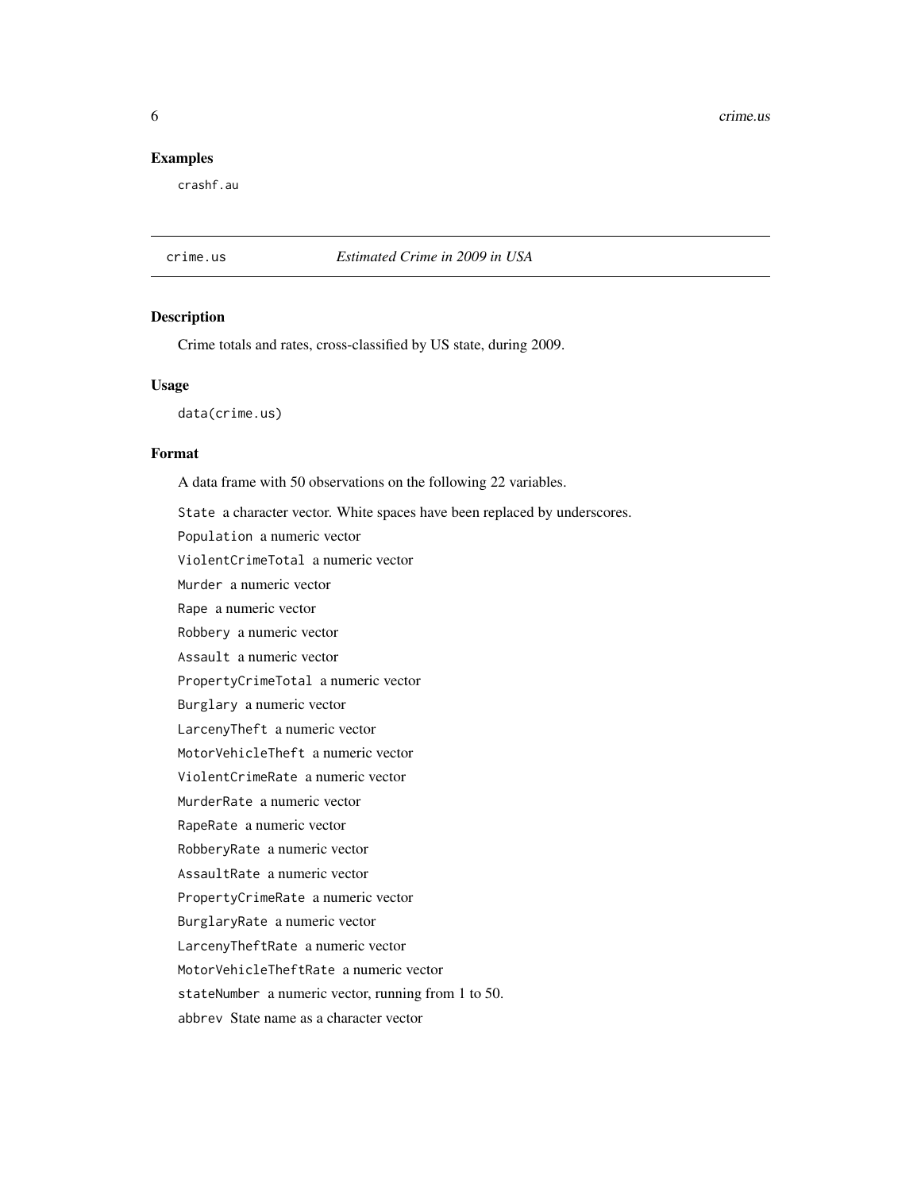## Examples

```
crashf.au
```

---

# crime.us — *Estimated Crime in 2009 in USA*

## Description

Crime totals and rates, cross-classified by US state, during 2009.

## Usage

```
data(crime.us)
```

## Format

A data frame with 50 observations on the following 22 variables.

- `State` a character vector. White spaces have been replaced by underscores.
- `Population` a numeric vector
- `ViolentCrimeTotal` a numeric vector
- `Murder` a numeric vector
- `Rape` a numeric vector
- `Robbery` a numeric vector
- `Assault` a numeric vector
- `PropertyCrimeTotal` a numeric vector
- `Burglary` a numeric vector
- `LarcenyTheft` a numeric vector
- `MotorVehicleTheft` a numeric vector
- `ViolentCrimeRate` a numeric vector
- `MurderRate` a numeric vector
- `RapeRate` a numeric vector
- `RobberyRate` a numeric vector
- `AssaultRate` a numeric vector
- `PropertyCrimeRate` a numeric vector
- `BurglaryRate` a numeric vector
- `LarcenyTheftRate` a numeric vector
- `MotorVehicleTheftRate` a numeric vector
- `stateNumber` a numeric vector, running from 1 to 50.
- `abbrev` State name as a character vector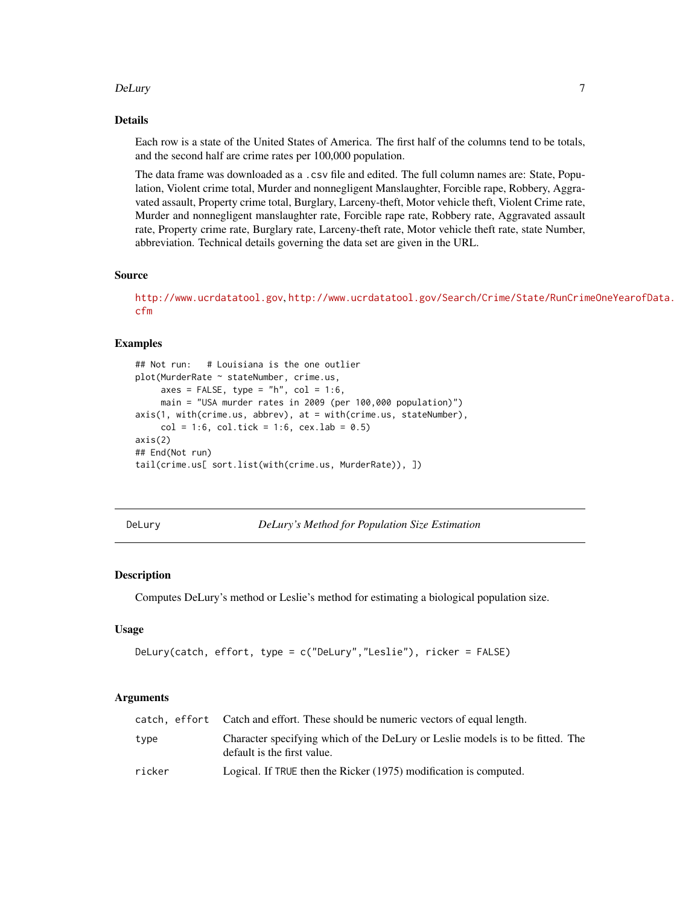## Details

Each row is a state of the United States of America. The first half of the columns tend to be totals, and the second half are crime rates per 100,000 population.

The data frame was downloaded as a `.csv` file and edited. The full column names are: State, Population, Violent crime total, Murder and nonnegligent Manslaughter, Forcible rape, Robbery, Aggravated assault, Property crime total, Burglary, Larceny-theft, Motor vehicle theft, Violent Crime rate, Murder and nonnegligent manslaughter rate, Forcible rape rate, Robbery rate, Aggravated assault rate, Property crime rate, Burglary rate, Larceny-theft rate, Motor vehicle theft rate, state Number, abbreviation. Technical details governing the data set are given in the URL.

## Source

http://www.ucrdatatool.gov, http://www.ucrdatatool.gov/Search/Crime/State/RunCrimeOneYearofData.cfm

## Examples

```
## Not run:   # Louisiana is the one outlier
plot(MurderRate ~ stateNumber, crime.us,
     axes = FALSE, type = "h", col = 1:6,
     main = "USA murder rates in 2009 (per 100,000 population)")
axis(1, with(crime.us, abbrev), at = with(crime.us, stateNumber),
     col = 1:6, col.tick = 1:6, cex.lab = 0.5)
axis(2)
## End(Not run)
tail(crime.us[ sort.list(with(crime.us, MurderRate)), ])
```

---

# DeLury — *DeLury's Method for Population Size Estimation*

## Description

Computes DeLury's method or Leslie's method for estimating a biological population size.

## Usage

```
DeLury(catch, effort, type = c("DeLury","Leslie"), ricker = FALSE)
```

## Arguments

| | |
|---|---|
| `catch, effort` | Catch and effort. These should be numeric vectors of equal length. |
| `type` | Character specifying which of the DeLury or Leslie models is to be fitted. The default is the first value. |
| `ricker` | Logical. If `TRUE` then the Ricker (1975) modification is computed. |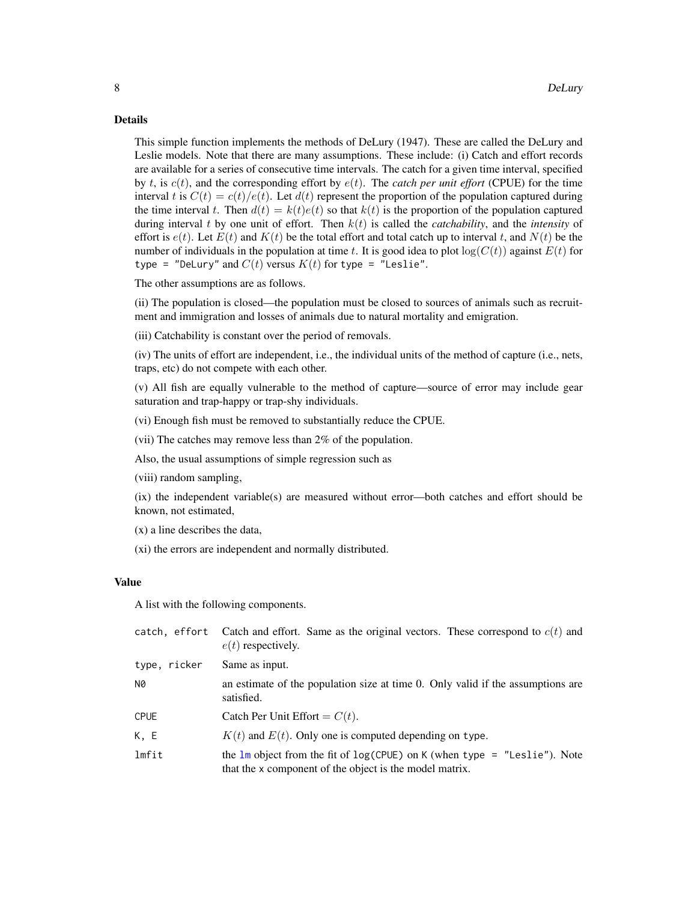## Details

This simple function implements the methods of DeLury (1947). These are called the DeLury and Leslie models. Note that there are many assumptions. These include: (i) Catch and effort records are available for a series of consecutive time intervals. The catch for a given time interval, specified by $t$, is $c(t)$, and the corresponding effort by $e(t)$. The *catch per unit effort* (CPUE) for the time interval $t$ is $C(t) = c(t)/e(t)$. Let $d(t)$ represent the proportion of the population captured during the time interval $t$. Then $d(t) = k(t)e(t)$ so that $k(t)$ is the proportion of the population captured during interval $t$ by one unit of effort. Then $k(t)$ is called the *catchability*, and the *intensity* of effort is $e(t)$. Let $E(t)$ and $K(t)$ be the total effort and total catch up to interval $t$, and $N(t)$ be the number of individuals in the population at time $t$. It is good idea to plot $\log(C(t))$ against $E(t)$ for `type = "DeLury"` and $C(t)$ versus $K(t)$ for `type = "Leslie"`.

The other assumptions are as follows.

(ii) The population is closed—the population must be closed to sources of animals such as recruitment and immigration and losses of animals due to natural mortality and emigration.

(iii) Catchability is constant over the period of removals.

(iv) The units of effort are independent, i.e., the individual units of the method of capture (i.e., nets, traps, etc) do not compete with each other.

(v) All fish are equally vulnerable to the method of capture—source of error may include gear saturation and trap-happy or trap-shy individuals.

(vi) Enough fish must be removed to substantially reduce the CPUE.

(vii) The catches may remove less than 2% of the population.

Also, the usual assumptions of simple regression such as

(viii) random sampling,

(ix) the independent variable(s) are measured without error—both catches and effort should be known, not estimated,

(x) a line describes the data,

(xi) the errors are independent and normally distributed.

## Value

A list with the following components.

| | |
|---|---|
| `catch, effort` | Catch and effort. Same as the original vectors. These correspond to $c(t)$ and $e(t)$ respectively. |
| `type, ricker` | Same as input. |
| `N0` | an estimate of the population size at time 0. Only valid if the assumptions are satisfied. |
| `CPUE` | Catch Per Unit Effort $= C(t)$. |
| `K, E` | $K(t)$ and $E(t)$. Only one is computed depending on `type`. |
| `lmfit` | the `lm` object from the fit of `log(CPUE)` on `K` (when `type = "Leslie"`). Note that the `x` component of the object is the model matrix. |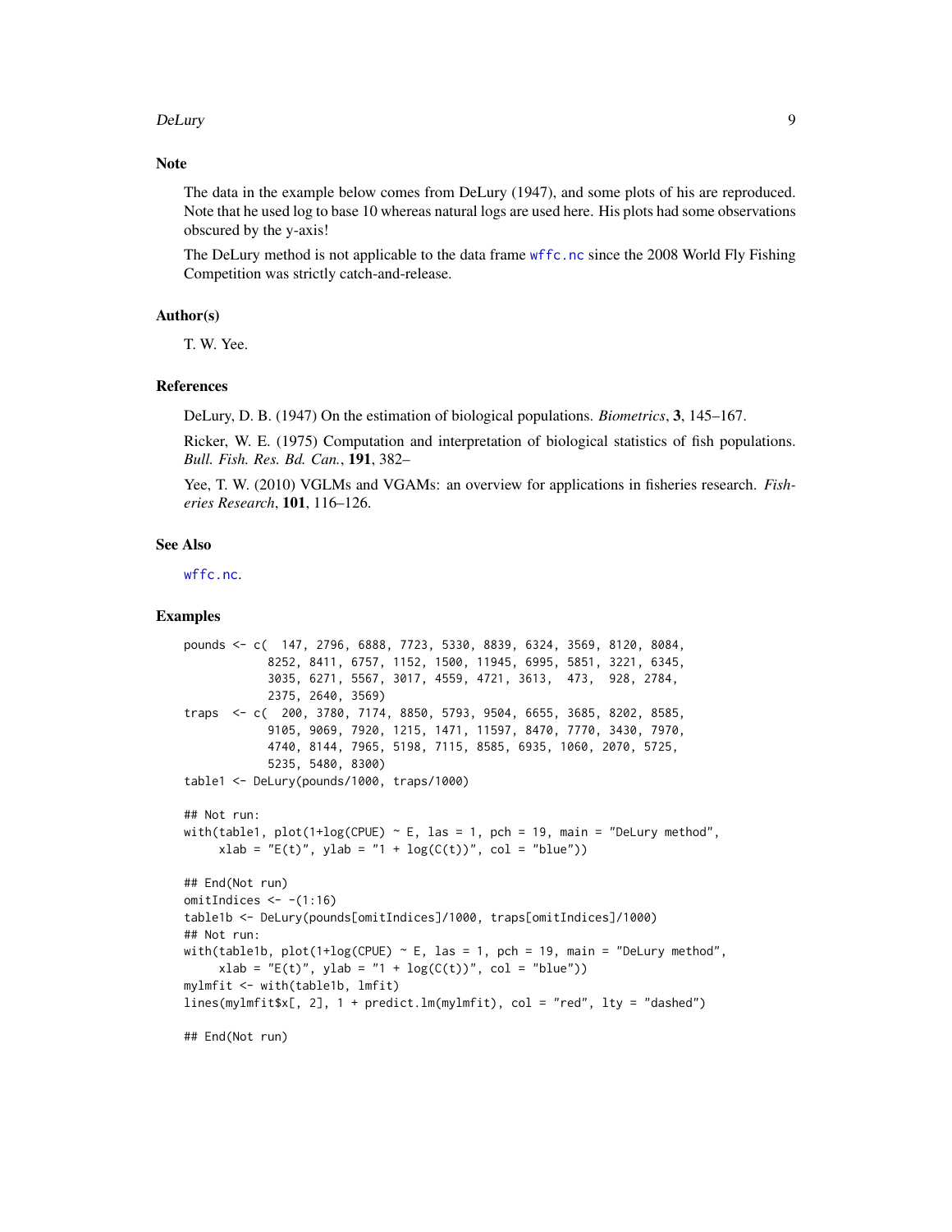## Note

The data in the example below comes from DeLury (1947), and some plots of his are reproduced. Note that he used log to base 10 whereas natural logs are used here. His plots had some observations obscured by the y-axis!

The DeLury method is not applicable to the data frame `wffc.nc` since the 2008 World Fly Fishing Competition was strictly catch-and-release.

## Author(s)

T. W. Yee.

## References

DeLury, D. B. (1947) On the estimation of biological populations. *Biometrics*, **3**, 145–167.

Ricker, W. E. (1975) Computation and interpretation of biological statistics of fish populations. *Bull. Fish. Res. Bd. Can.*, **191**, 382–

Yee, T. W. (2010) VGLMs and VGAMs: an overview for applications in fisheries research. *Fisheries Research*, **101**, 116–126.

## See Also

`wffc.nc`.

## Examples

```
pounds <- c(  147, 2796, 6888, 7723, 5330, 8839, 6324, 3569, 8120, 8084,
            8252, 8411, 6757, 1152, 1500, 11945, 6995, 5851, 3221, 6345,
            3035, 6271, 5567, 3017, 4559, 4721, 3613,  473,  928, 2784,
            2375, 2640, 3569)
traps  <- c(  200, 3780, 7174, 8850, 5793, 9504, 6655, 3685, 8202, 8585,
            9105, 9069, 7920, 1215, 1471, 11597, 8470, 7770, 3430, 7970,
            4740, 8144, 7965, 5198, 7115, 8585, 6935, 1060, 2070, 5725,
            5235, 5480, 8300)
table1 <- DeLury(pounds/1000, traps/1000)

## Not run:
with(table1, plot(1+log(CPUE) ~ E, las = 1, pch = 19, main = "DeLury method",
     xlab = "E(t)", ylab = "1 + log(C(t))", col = "blue"))

## End(Not run)
omitIndices <- -(1:16)
table1b <- DeLury(pounds[omitIndices]/1000, traps[omitIndices]/1000)
## Not run:
with(table1b, plot(1+log(CPUE) ~ E, las = 1, pch = 19, main = "DeLury method",
     xlab = "E(t)", ylab = "1 + log(C(t))", col = "blue"))
mylmfit <- with(table1b, lmfit)
lines(mylmfit$x[, 2], 1 + predict.lm(mylmfit), col = "red", lty = "dashed")

## End(Not run)
```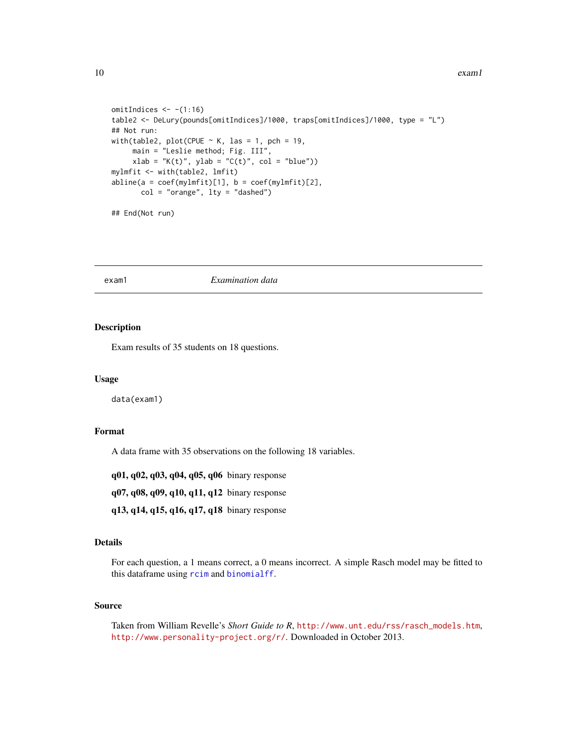```
omitIndices <- -(1:16)
table2 <- DeLury(pounds[omitIndices]/1000, traps[omitIndices]/1000, type = "L")
## Not run:
with(table2, plot(CPUE ~ K, las = 1, pch = 19,
     main = "Leslie method; Fig. III",
     xlab = "K(t)", ylab = "C(t)", col = "blue"))
mylmfit <- with(table2, lmfit)
abline(a = coef(mylmfit)[1], b = coef(mylmfit)[2],
       col = "orange", lty = "dashed")

## End(Not run)
```

---

## exam1 — *Examination data*

---

### Description

Exam results of 35 students on 18 questions.

### Usage

```
data(exam1)
```

### Format

A data frame with 35 observations on the following 18 variables.

**q01, q02, q03, q04, q05, q06** binary response

**q07, q08, q09, q10, q11, q12** binary response

**q13, q14, q15, q16, q17, q18** binary response

### Details

For each question, a 1 means correct, a 0 means incorrect. A simple Rasch model may be fitted to this dataframe using `rcim` and `binomialff`.

### Source

Taken from William Revelle's *Short Guide to R*, `http://www.unt.edu/rss/rasch_models.htm`, `http://www.personality-project.org/r/`. Downloaded in October 2013.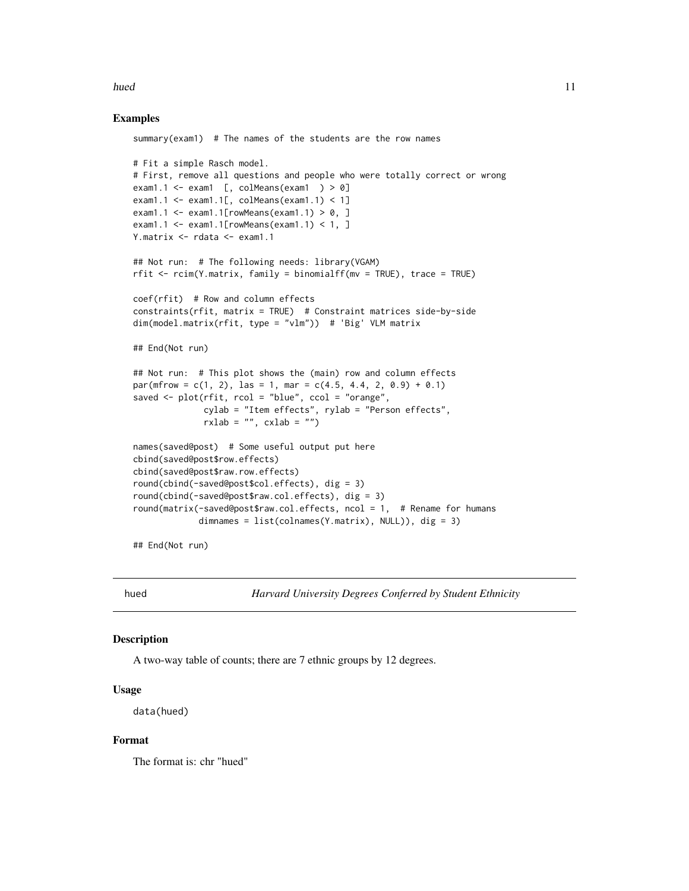## Examples

```
summary(exam1)  # The names of the students are the row names

# Fit a simple Rasch model.
# First, remove all questions and people who were totally correct or wrong
exam1.1 <- exam1  [, colMeans(exam1  ) > 0]
exam1.1 <- exam1.1[, colMeans(exam1.1) < 1]
exam1.1 <- exam1.1[rowMeans(exam1.1) > 0, ]
exam1.1 <- exam1.1[rowMeans(exam1.1) < 1, ]
Y.matrix <- rdata <- exam1.1

## Not run:  # The following needs: library(VGAM)
rfit <- rcim(Y.matrix, family = binomialff(mv = TRUE), trace = TRUE)

coef(rfit)  # Row and column effects
constraints(rfit, matrix = TRUE)  # Constraint matrices side-by-side
dim(model.matrix(rfit, type = "vlm"))  # 'Big' VLM matrix

## End(Not run)

## Not run:  # This plot shows the (main) row and column effects
par(mfrow = c(1, 2), las = 1, mar = c(4.5, 4.4, 2, 0.9) + 0.1)
saved <- plot(rfit, rcol = "blue", ccol = "orange",
              cylab = "Item effects", rylab = "Person effects",
              rxlab = "", cxlab = "")

names(saved@post)  # Some useful output put here
cbind(saved@post$row.effects)
cbind(saved@post$raw.row.effects)
round(cbind(-saved@post$col.effects), dig = 3)
round(cbind(-saved@post$raw.col.effects), dig = 3)
round(matrix(-saved@post$raw.col.effects, ncol = 1,  # Rename for humans
             dimnames = list(colnames(Y.matrix), NULL)), dig = 3)

## End(Not run)
```

---

# hued — *Harvard University Degrees Conferred by Student Ethnicity*

---

## Description

A two-way table of counts; there are 7 ethnic groups by 12 degrees.

## Usage

```
data(hued)
```

## Format

The format is: chr "hued"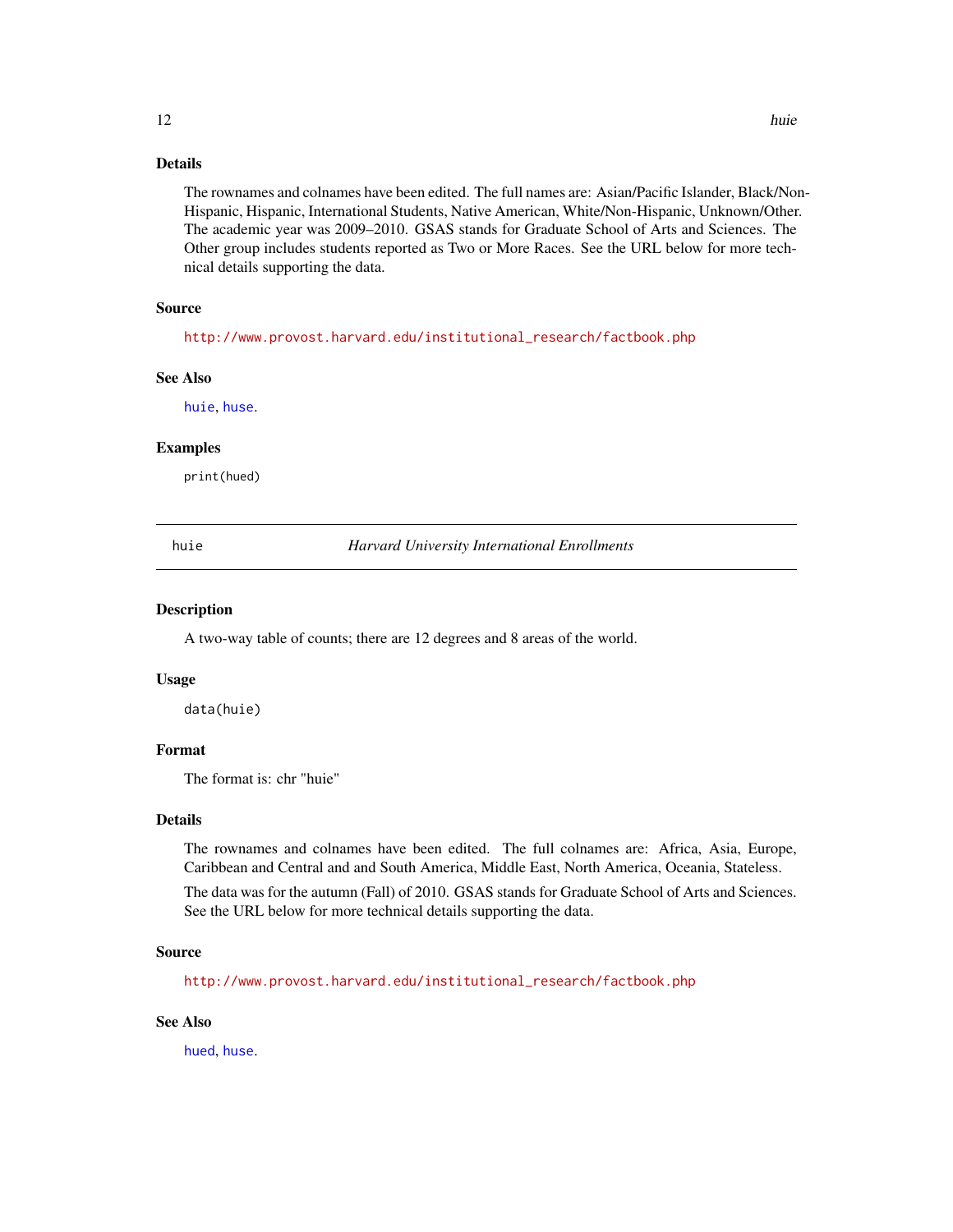### Details

The rownames and colnames have been edited. The full names are: Asian/Pacific Islander, Black/Non-Hispanic, Hispanic, International Students, Native American, White/Non-Hispanic, Unknown/Other. The academic year was 2009–2010. GSAS stands for Graduate School of Arts and Sciences. The Other group includes students reported as Two or More Races. See the URL below for more technical details supporting the data.

### Source

http://www.provost.harvard.edu/institutional_research/factbook.php

### See Also

huie, huse.

### Examples

```
print(hued)
```

---

## huie — *Harvard University International Enrollments*

---

### Description

A two-way table of counts; there are 12 degrees and 8 areas of the world.

### Usage

```
data(huie)
```

### Format

The format is: chr "huie"

### Details

The rownames and colnames have been edited. The full colnames are: Africa, Asia, Europe, Caribbean and Central and and South America, Middle East, North America, Oceania, Stateless.

The data was for the autumn (Fall) of 2010. GSAS stands for Graduate School of Arts and Sciences. See the URL below for more technical details supporting the data.

### Source

http://www.provost.harvard.edu/institutional_research/factbook.php

### See Also

hued, huse.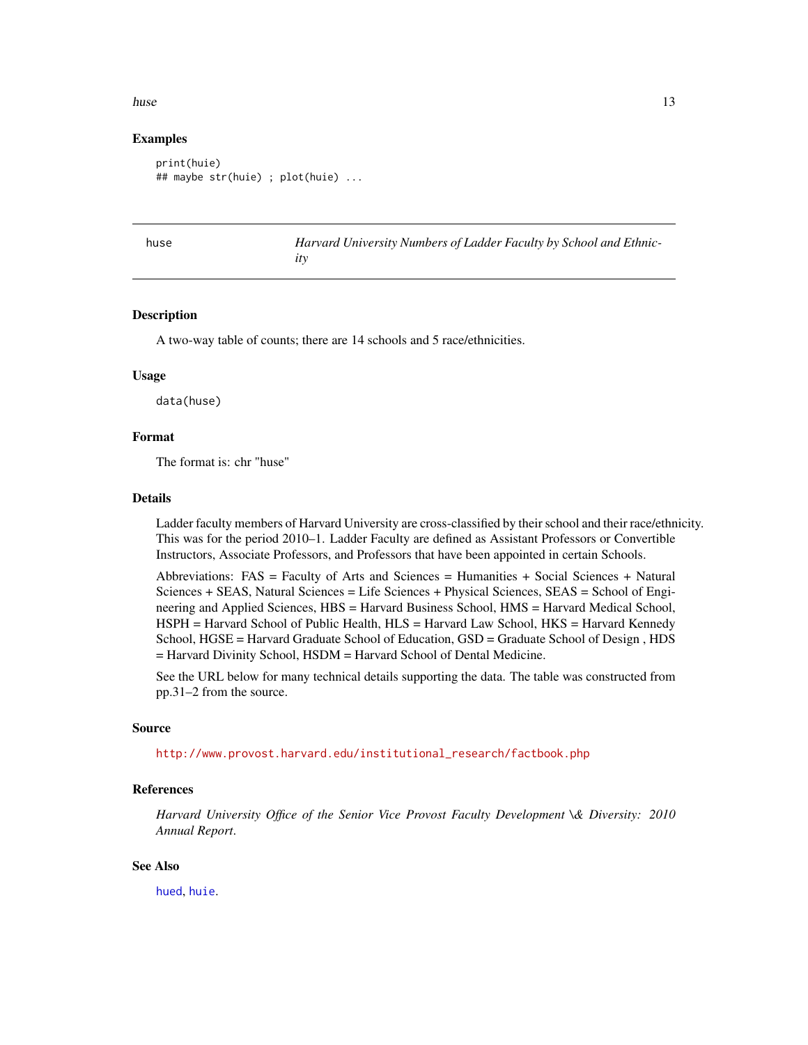## Examples

```
print(huie)
## maybe str(huie) ; plot(huie) ...
```

---

huse *Harvard University Numbers of Ladder Faculty by School and Ethnicity*

---

## Description

A two-way table of counts; there are 14 schools and 5 race/ethnicities.

## Usage

```
data(huse)
```

## Format

The format is: chr "huse"

## Details

Ladder faculty members of Harvard University are cross-classified by their school and their race/ethnicity. This was for the period 2010–1. Ladder Faculty are defined as Assistant Professors or Convertible Instructors, Associate Professors, and Professors that have been appointed in certain Schools.

Abbreviations: FAS = Faculty of Arts and Sciences = Humanities + Social Sciences + Natural Sciences + SEAS, Natural Sciences = Life Sciences + Physical Sciences, SEAS = School of Engineering and Applied Sciences, HBS = Harvard Business School, HMS = Harvard Medical School, HSPH = Harvard School of Public Health, HLS = Harvard Law School, HKS = Harvard Kennedy School, HGSE = Harvard Graduate School of Education, GSD = Graduate School of Design , HDS = Harvard Divinity School, HSDM = Harvard School of Dental Medicine.

See the URL below for many technical details supporting the data. The table was constructed from pp.31–2 from the source.

## Source

http://www.provost.harvard.edu/institutional_research/factbook.php

## References

*Harvard University Office of the Senior Vice Provost Faculty Development \& Diversity: 2010 Annual Report.*

## See Also

hued, huie.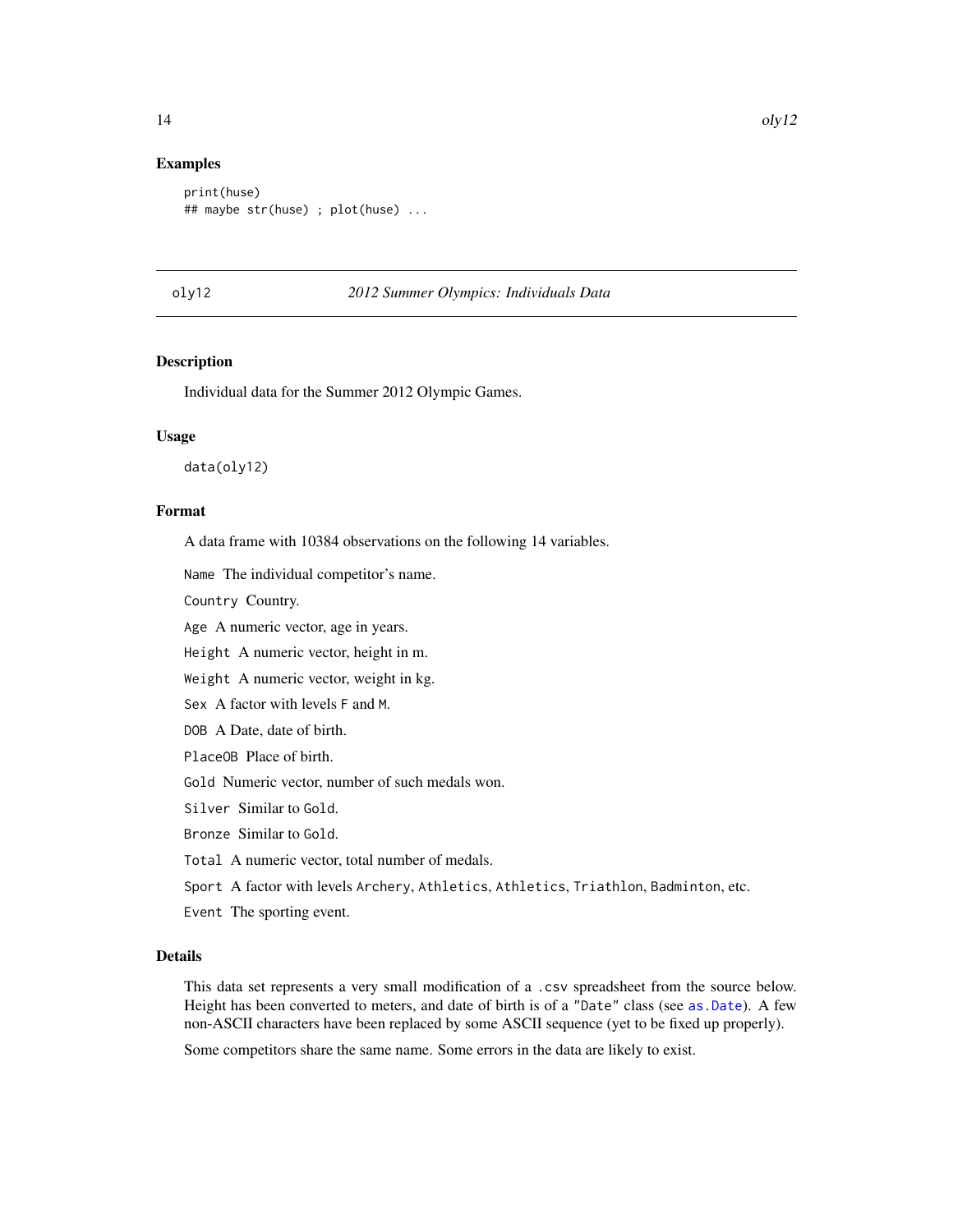### Examples

```
print(huse)
## maybe str(huse) ; plot(huse) ...
```

---

## oly12 — *2012 Summer Olympics: Individuals Data*

---

### Description

Individual data for the Summer 2012 Olympic Games.

### Usage

```
data(oly12)
```

### Format

A data frame with 10384 observations on the following 14 variables.

`Name` The individual competitor's name.

`Country` Country.

`Age` A numeric vector, age in years.

`Height` A numeric vector, height in m.

`Weight` A numeric vector, weight in kg.

`Sex` A factor with levels `F` and `M`.

`DOB` A Date, date of birth.

`PlaceOB` Place of birth.

`Gold` Numeric vector, number of such medals won.

`Silver` Similar to `Gold`.

`Bronze` Similar to `Gold`.

`Total` A numeric vector, total number of medals.

`Sport` A factor with levels `Archery`, `Athletics`, `Athletics`, `Triathlon`, `Badminton`, etc.

`Event` The sporting event.

### Details

This data set represents a very small modification of a `.csv` spreadsheet from the source below. Height has been converted to meters, and date of birth is of a `"Date"` class (see `as.Date`). A few non-ASCII characters have been replaced by some ASCII sequence (yet to be fixed up properly).

Some competitors share the same name. Some errors in the data are likely to exist.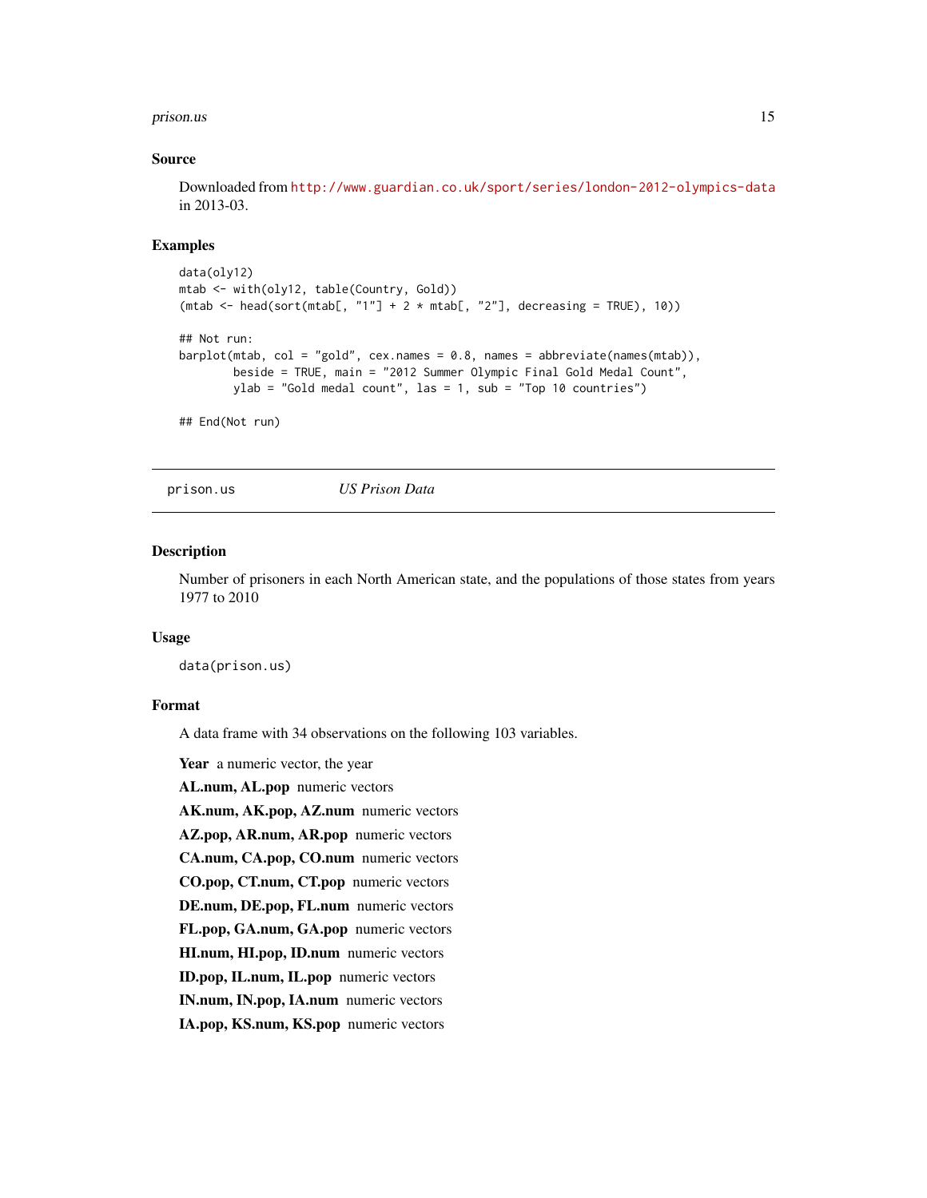### Source

Downloaded from http://www.guardian.co.uk/sport/series/london-2012-olympics-data in 2013-03.

### Examples

```
data(oly12)
mtab <- with(oly12, table(Country, Gold))
(mtab <- head(sort(mtab[, "1"] + 2 * mtab[, "2"], decreasing = TRUE), 10))

## Not run:
barplot(mtab, col = "gold", cex.names = 0.8, names = abbreviate(names(mtab)),
        beside = TRUE, main = "2012 Summer Olympic Final Gold Medal Count",
        ylab = "Gold medal count", las = 1, sub = "Top 10 countries")

## End(Not run)
```

---

## prison.us — *US Prison Data*

### Description

Number of prisoners in each North American state, and the populations of those states from years 1977 to 2010

### Usage

```
data(prison.us)
```

### Format

A data frame with 34 observations on the following 103 variables.

**Year** a numeric vector, the year

**AL.num, AL.pop** numeric vectors

**AK.num, AK.pop, AZ.num** numeric vectors

**AZ.pop, AR.num, AR.pop** numeric vectors

**CA.num, CA.pop, CO.num** numeric vectors

**CO.pop, CT.num, CT.pop** numeric vectors

**DE.num, DE.pop, FL.num** numeric vectors

**FL.pop, GA.num, GA.pop** numeric vectors

**HI.num, HI.pop, ID.num** numeric vectors

**ID.pop, IL.num, IL.pop** numeric vectors

**IN.num, IN.pop, IA.num** numeric vectors

**IA.pop, KS.num, KS.pop** numeric vectors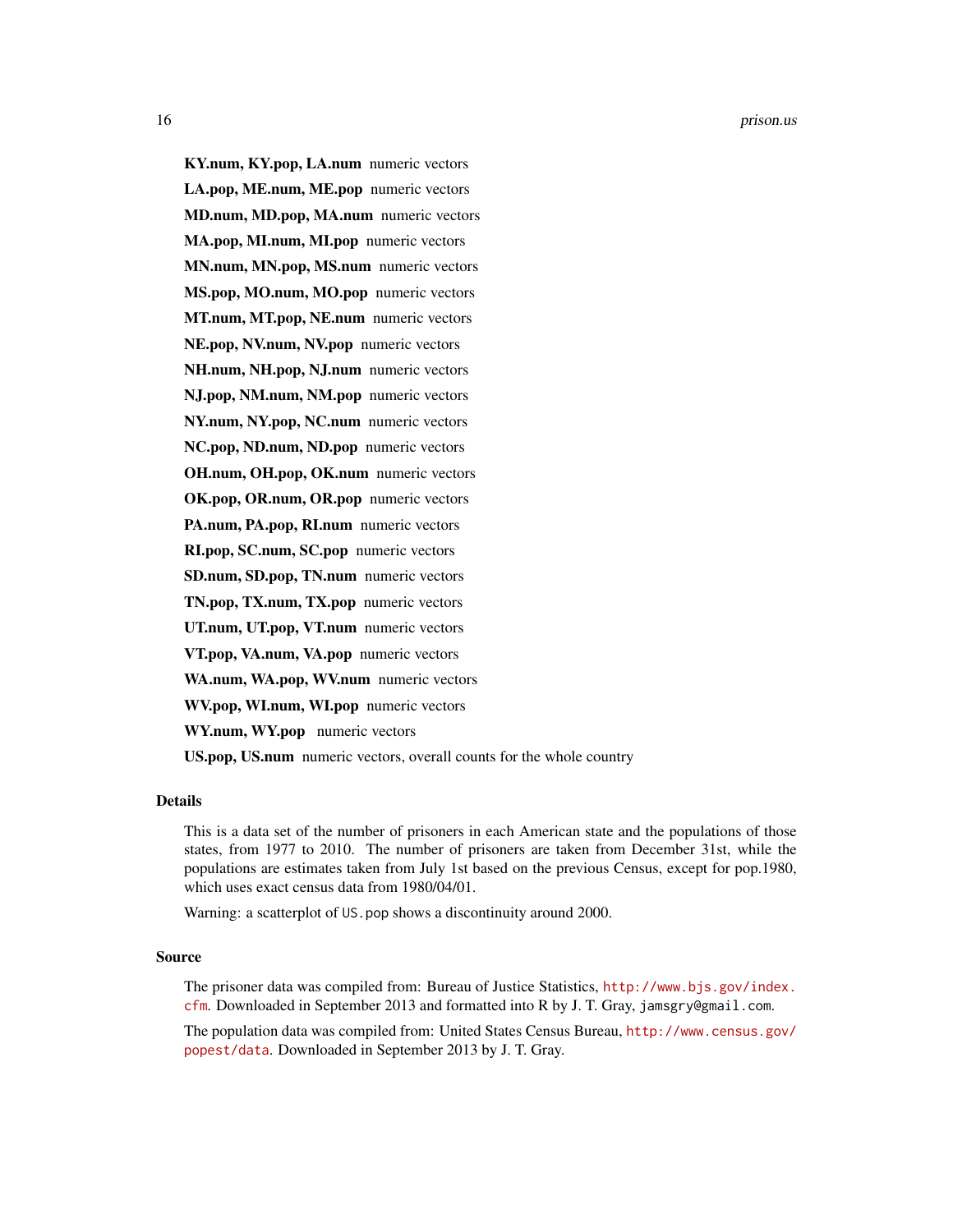**KY.num, KY.pop, LA.num** numeric vectors

**LA.pop, ME.num, ME.pop** numeric vectors

**MD.num, MD.pop, MA.num** numeric vectors

**MA.pop, MI.num, MI.pop** numeric vectors

**MN.num, MN.pop, MS.num** numeric vectors

**MS.pop, MO.num, MO.pop** numeric vectors

**MT.num, MT.pop, NE.num** numeric vectors

**NE.pop, NV.num, NV.pop** numeric vectors

**NH.num, NH.pop, NJ.num** numeric vectors

**NJ.pop, NM.num, NM.pop** numeric vectors

**NY.num, NY.pop, NC.num** numeric vectors

**NC.pop, ND.num, ND.pop** numeric vectors

**OH.num, OH.pop, OK.num** numeric vectors

**OK.pop, OR.num, OR.pop** numeric vectors

**PA.num, PA.pop, RI.num** numeric vectors

**RI.pop, SC.num, SC.pop** numeric vectors

**SD.num, SD.pop, TN.num** numeric vectors

**TN.pop, TX.num, TX.pop** numeric vectors

**UT.num, UT.pop, VT.num** numeric vectors

**VT.pop, VA.num, VA.pop** numeric vectors

**WA.num, WA.pop, WV.num** numeric vectors

**WV.pop, WI.num, WI.pop** numeric vectors

**WY.num, WY.pop** numeric vectors

**US.pop, US.num** numeric vectors, overall counts for the whole country

## Details

This is a data set of the number of prisoners in each American state and the populations of those states, from 1977 to 2010. The number of prisoners are taken from December 31st, while the populations are estimates taken from July 1st based on the previous Census, except for pop.1980, which uses exact census data from 1980/04/01.

Warning: a scatterplot of `US.pop` shows a discontinuity around 2000.

## Source

The prisoner data was compiled from: Bureau of Justice Statistics, http://www.bjs.gov/index.cfm. Downloaded in September 2013 and formatted into R by J. T. Gray, `jamsgry@gmail.com`.

The population data was compiled from: United States Census Bureau, http://www.census.gov/popest/data. Downloaded in September 2013 by J. T. Gray.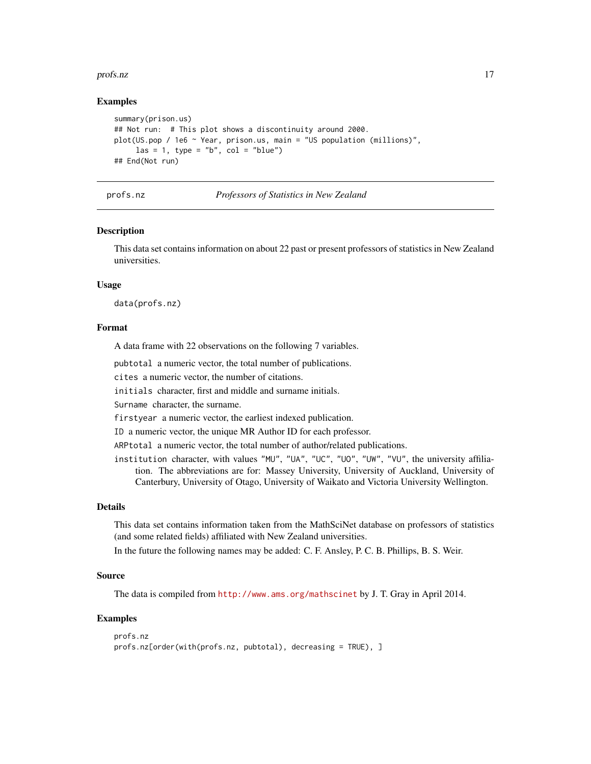## Examples

```
summary(prison.us)
## Not run:  # This plot shows a discontinuity around 2000.
plot(US.pop / 1e6 ~ Year, prison.us, main = "US population (millions)",
     las = 1, type = "b", col = "blue")
## End(Not run)
```

---

# profs.nz *Professors of Statistics in New Zealand*

---

## Description

This data set contains information on about 22 past or present professors of statistics in New Zealand universities.

## Usage

```
data(profs.nz)
```

## Format

A data frame with 22 observations on the following 7 variables.

`pubtotal` a numeric vector, the total number of publications.

`cites` a numeric vector, the number of citations.

`initials` character, first and middle and surname initials.

`Surname` character, the surname.

`firstyear` a numeric vector, the earliest indexed publication.

`ID` a numeric vector, the unique MR Author ID for each professor.

`ARPtotal` a numeric vector, the total number of author/related publications.

`institution` character, with values "MU", "UA", "UC", "UO", "UW", "VU", the university affiliation. The abbreviations are for: Massey University, University of Auckland, University of Canterbury, University of Otago, University of Waikato and Victoria University Wellington.

## Details

This data set contains information taken from the MathSciNet database on professors of statistics (and some related fields) affiliated with New Zealand universities.

In the future the following names may be added: C. F. Ansley, P. C. B. Phillips, B. S. Weir.

## Source

The data is compiled from http://www.ams.org/mathscinet by J. T. Gray in April 2014.

## Examples

```
profs.nz
profs.nz[order(with(profs.nz, pubtotal), decreasing = TRUE), ]
```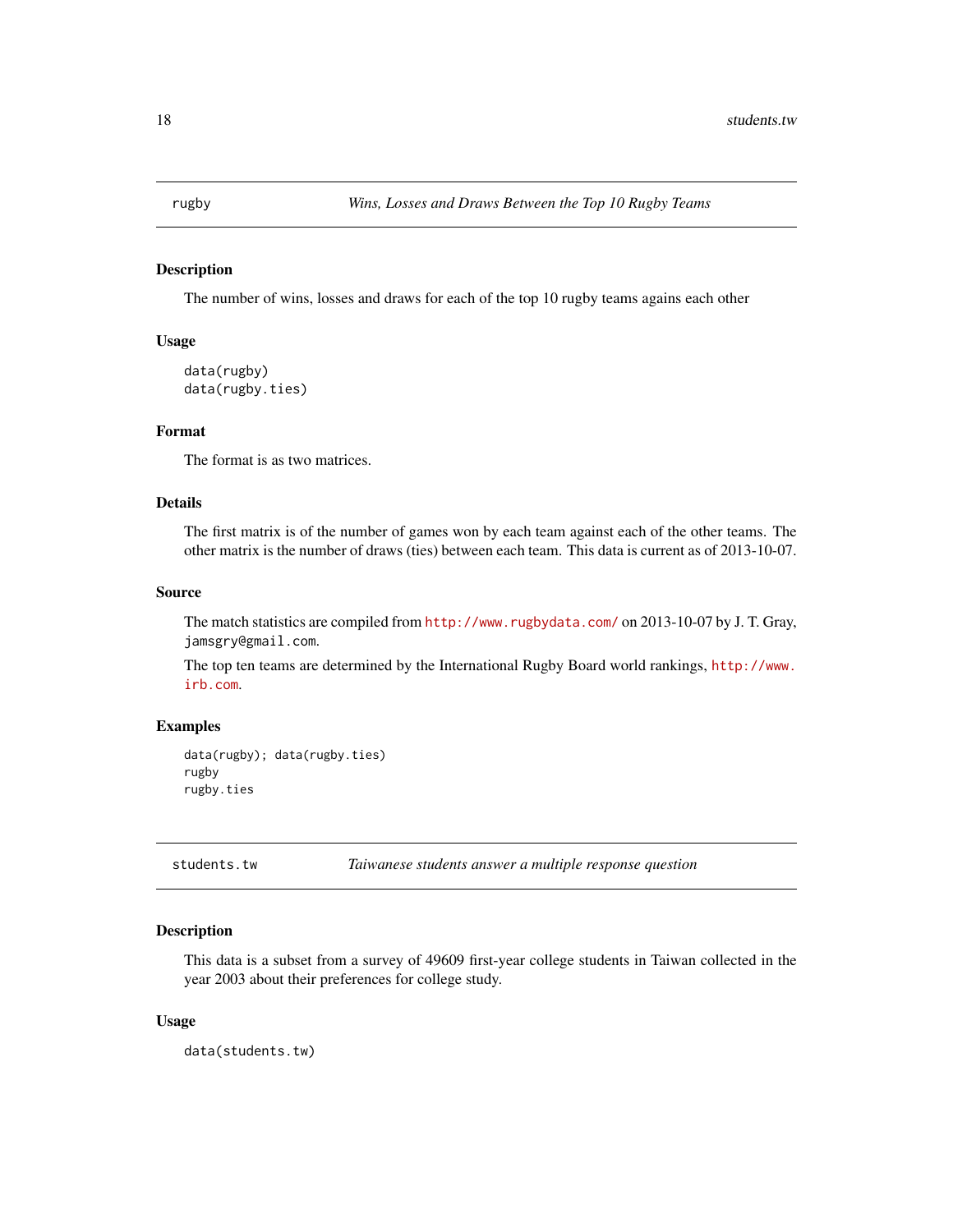## rugby — *Wins, Losses and Draws Between the Top 10 Rugby Teams*

### Description

The number of wins, losses and draws for each of the top 10 rugby teams agains each other

### Usage

```
data(rugby)
data(rugby.ties)
```

### Format

The format is as two matrices.

### Details

The first matrix is of the number of games won by each team against each of the other teams. The other matrix is the number of draws (ties) between each team. This data is current as of 2013-10-07.

### Source

The match statistics are compiled from http://www.rugbydata.com/ on 2013-10-07 by J. T. Gray, jamsgry@gmail.com.

The top ten teams are determined by the International Rugby Board world rankings, http://www.irb.com.

### Examples

```
data(rugby); data(rugby.ties)
rugby
rugby.ties
```

## students.tw — *Taiwanese students answer a multiple response question*

### Description

This data is a subset from a survey of 49609 first-year college students in Taiwan collected in the year 2003 about their preferences for college study.

### Usage

```
data(students.tw)
```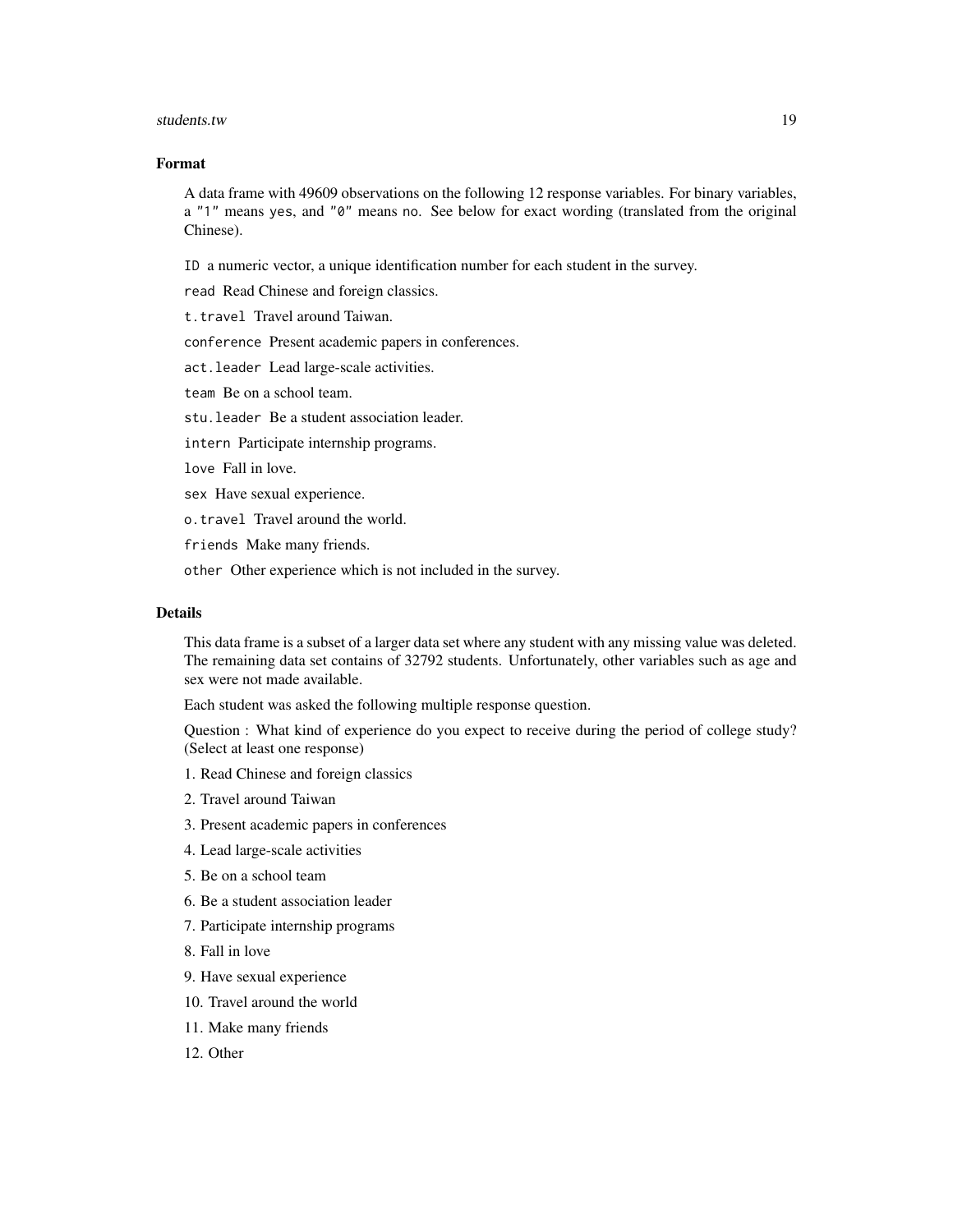## Format

A data frame with 49609 observations on the following 12 response variables. For binary variables, a "1" means yes, and "0" means no. See below for exact wording (translated from the original Chinese).

`ID` a numeric vector, a unique identification number for each student in the survey.

`read` Read Chinese and foreign classics.

`t.travel` Travel around Taiwan.

`conference` Present academic papers in conferences.

`act.leader` Lead large-scale activities.

`team` Be on a school team.

`stu.leader` Be a student association leader.

`intern` Participate internship programs.

`love` Fall in love.

`sex` Have sexual experience.

`o.travel` Travel around the world.

`friends` Make many friends.

`other` Other experience which is not included in the survey.

## Details

This data frame is a subset of a larger data set where any student with any missing value was deleted. The remaining data set contains of 32792 students. Unfortunately, other variables such as age and sex were not made available.

Each student was asked the following multiple response question.

Question : What kind of experience do you expect to receive during the period of college study? (Select at least one response)

1. Read Chinese and foreign classics
2. Travel around Taiwan
3. Present academic papers in conferences
4. Lead large-scale activities
5. Be on a school team
6. Be a student association leader
7. Participate internship programs
8. Fall in love
9. Have sexual experience
10. Travel around the world
11. Make many friends
12. Other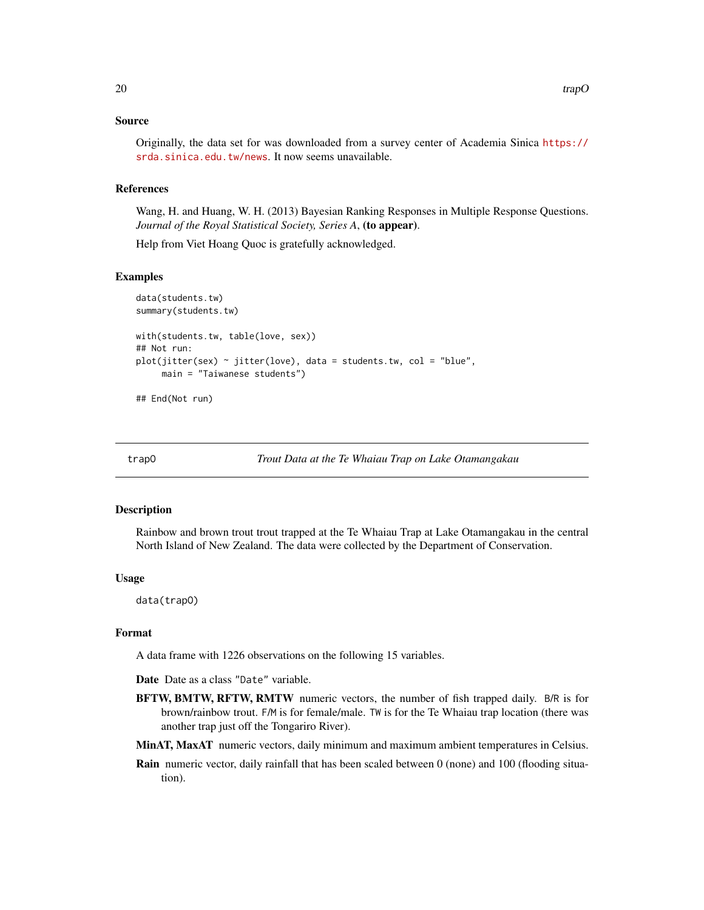## Source

Originally, the data set for was downloaded from a survey center of Academia Sinica https://srda.sinica.edu.tw/news. It now seems unavailable.

## References

Wang, H. and Huang, W. H. (2013) Bayesian Ranking Responses in Multiple Response Questions. *Journal of the Royal Statistical Society, Series A*, **(to appear)**.

Help from Viet Hoang Quoc is gratefully acknowledged.

## Examples

```
data(students.tw)
summary(students.tw)

with(students.tw, table(love, sex))
## Not run:
plot(jitter(sex) ~ jitter(love), data = students.tw, col = "blue",
     main = "Taiwanese students")

## End(Not run)
```

---

# trapO *Trout Data at the Te Whaiau Trap on Lake Otamangakau*

## Description

Rainbow and brown trout trout trapped at the Te Whaiau Trap at Lake Otamangakau in the central North Island of New Zealand. The data were collected by the Department of Conservation.

## Usage

```
data(trapO)
```

## Format

A data frame with 1226 observations on the following 15 variables.

**Date** Date as a class "Date" variable.

**BFTW, BMTW, RFTW, RMTW** numeric vectors, the number of fish trapped daily. B/R is for brown/rainbow trout. F/M is for female/male. TW is for the Te Whaiau trap location (there was another trap just off the Tongariro River).

**MinAT, MaxAT** numeric vectors, daily minimum and maximum ambient temperatures in Celsius.

**Rain** numeric vector, daily rainfall that has been scaled between 0 (none) and 100 (flooding situation).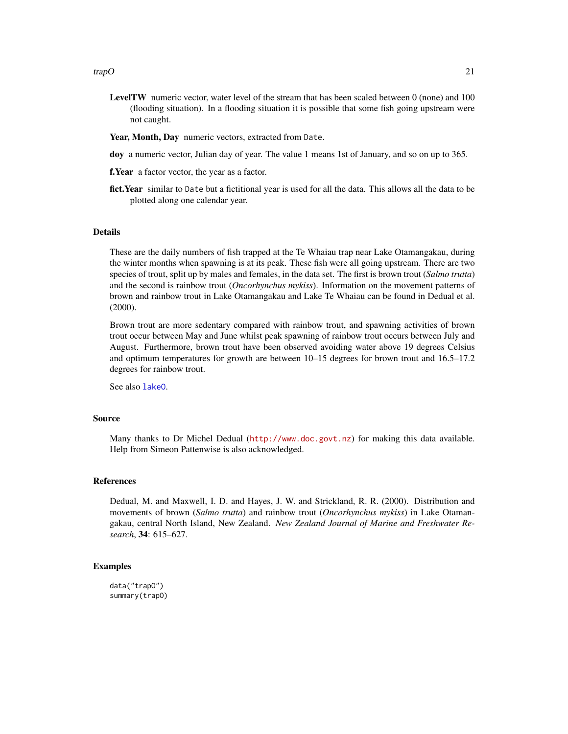**LevelTW** numeric vector, water level of the stream that has been scaled between 0 (none) and 100 (flooding situation). In a flooding situation it is possible that some fish going upstream were not caught.

**Year, Month, Day** numeric vectors, extracted from `Date`.

**doy** a numeric vector, Julian day of year. The value 1 means 1st of January, and so on up to 365.

**f.Year** a factor vector, the year as a factor.

**fict.Year** similar to `Date` but a fictitional year is used for all the data. This allows all the data to be plotted along one calendar year.

### Details

These are the daily numbers of fish trapped at the Te Whaiau trap near Lake Otamangakau, during the winter months when spawning is at its peak. These fish were all going upstream. There are two species of trout, split up by males and females, in the data set. The first is brown trout (*Salmo trutta*) and the second is rainbow trout (*Oncorhynchus mykiss*). Information on the movement patterns of brown and rainbow trout in Lake Otamangakau and Lake Te Whaiau can be found in Dedual et al. (2000).

Brown trout are more sedentary compared with rainbow trout, and spawning activities of brown trout occur between May and June whilst peak spawning of rainbow trout occurs between July and August. Furthermore, brown trout have been observed avoiding water above 19 degrees Celsius and optimum temperatures for growth are between 10–15 degrees for brown trout and 16.5–17.2 degrees for rainbow trout.

See also `lakeO`.

### Source

Many thanks to Dr Michel Dedual (http://www.doc.govt.nz) for making this data available. Help from Simeon Pattenwise is also acknowledged.

### References

Dedual, M. and Maxwell, I. D. and Hayes, J. W. and Strickland, R. R. (2000). Distribution and movements of brown (*Salmo trutta*) and rainbow trout (*Oncorhynchus mykiss*) in Lake Otamangakau, central North Island, New Zealand. *New Zealand Journal of Marine and Freshwater Research*, **34**: 615–627.

### Examples

```
data("trapO")
summary(trapO)
```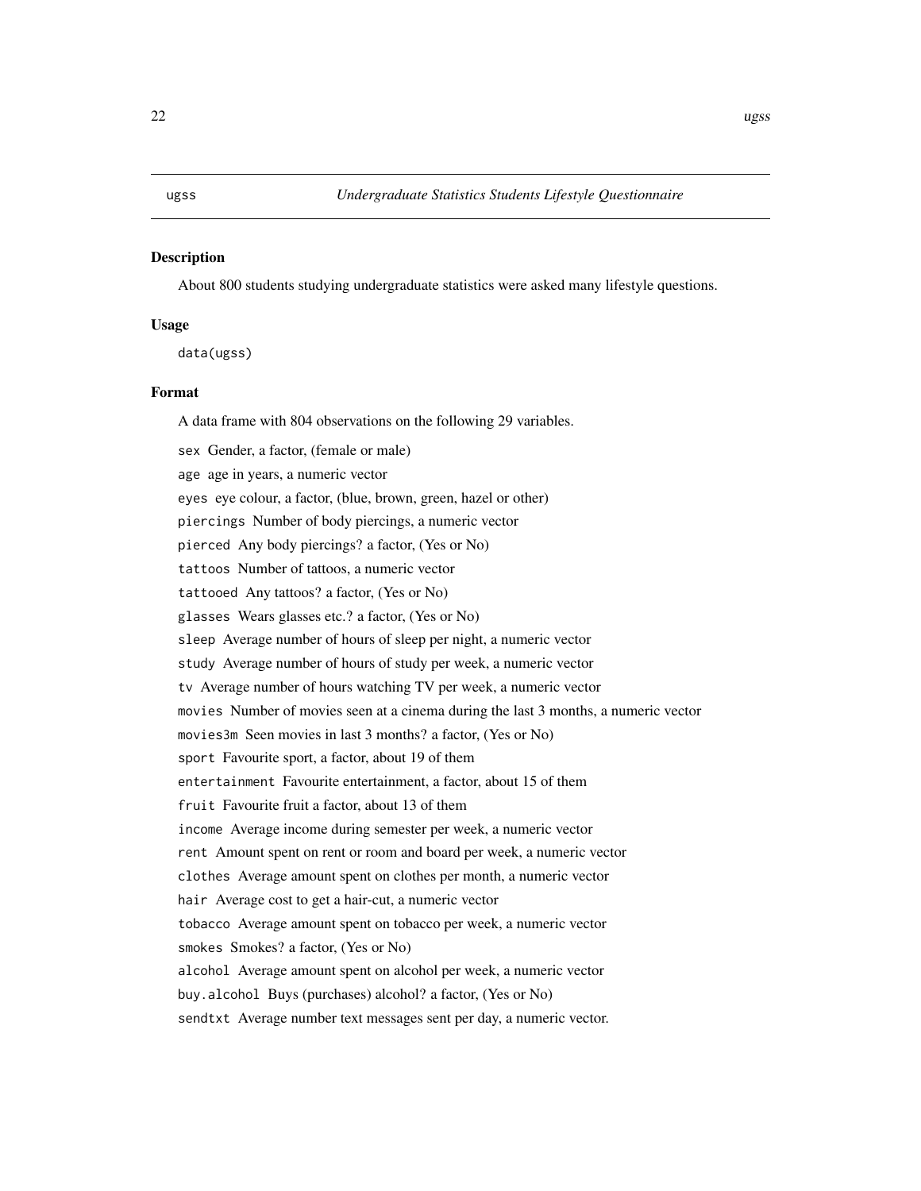ugss *Undergraduate Statistics Students Lifestyle Questionnaire*

### Description

About 800 students studying undergraduate statistics were asked many lifestyle questions.

### Usage

```
data(ugss)
```

### Format

A data frame with 804 observations on the following 29 variables.

- `sex` Gender, a factor, (female or male)
- `age` age in years, a numeric vector
- `eyes` eye colour, a factor, (blue, brown, green, hazel or other)
- `piercings` Number of body piercings, a numeric vector
- `pierced` Any body piercings? a factor, (Yes or No)
- `tattoos` Number of tattoos, a numeric vector
- `tattooed` Any tattoos? a factor, (Yes or No)
- `glasses` Wears glasses etc.? a factor, (Yes or No)
- `sleep` Average number of hours of sleep per night, a numeric vector
- `study` Average number of hours of study per week, a numeric vector
- `tv` Average number of hours watching TV per week, a numeric vector
- `movies` Number of movies seen at a cinema during the last 3 months, a numeric vector
- `movies3m` Seen movies in last 3 months? a factor, (Yes or No)
- `sport` Favourite sport, a factor, about 19 of them
- `entertainment` Favourite entertainment, a factor, about 15 of them
- `fruit` Favourite fruit a factor, about 13 of them
- `income` Average income during semester per week, a numeric vector
- `rent` Amount spent on rent or room and board per week, a numeric vector
- `clothes` Average amount spent on clothes per month, a numeric vector
- `hair` Average cost to get a hair-cut, a numeric vector
- `tobacco` Average amount spent on tobacco per week, a numeric vector
- `smokes` Smokes? a factor, (Yes or No)
- `alcohol` Average amount spent on alcohol per week, a numeric vector
- `buy.alcohol` Buys (purchases) alcohol? a factor, (Yes or No)
- `sendtxt` Average number text messages sent per day, a numeric vector.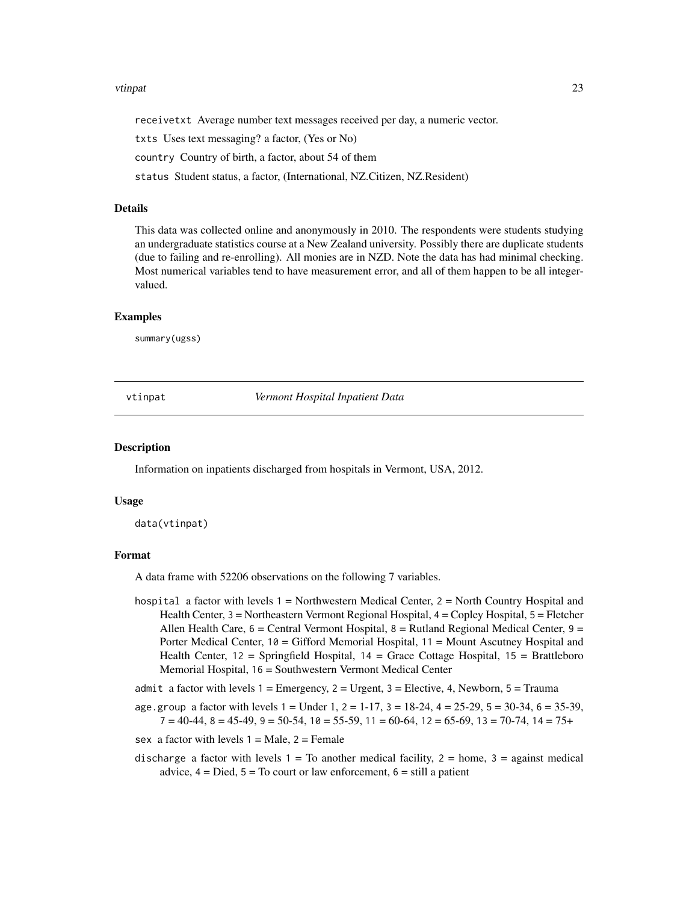receivetxt Average number text messages received per day, a numeric vector.

txts Uses text messaging? a factor, (Yes or No)

country Country of birth, a factor, about 54 of them

status Student status, a factor, (International, NZ.Citizen, NZ.Resident)

### Details

This data was collected online and anonymously in 2010. The respondents were students studying an undergraduate statistics course at a New Zealand university. Possibly there are duplicate students (due to failing and re-enrolling). All monies are in NZD. Note the data has had minimal checking. Most numerical variables tend to have measurement error, and all of them happen to be all integer-valued.

### Examples

```
summary(ugss)
```

---

## vtinpat *Vermont Hospital Inpatient Data*

---

### Description

Information on inpatients discharged from hospitals in Vermont, USA, 2012.

### Usage

```
data(vtinpat)
```

### Format

A data frame with 52206 observations on the following 7 variables.

- hospital a factor with levels 1 = Northwestern Medical Center, 2 = North Country Hospital and Health Center, 3 = Northeastern Vermont Regional Hospital, 4 = Copley Hospital, 5 = Fletcher Allen Health Care, 6 = Central Vermont Hospital, 8 = Rutland Regional Medical Center, 9 = Porter Medical Center, 10 = Gifford Memorial Hospital, 11 = Mount Ascutney Hospital and Health Center, 12 = Springfield Hospital, 14 = Grace Cottage Hospital, 15 = Brattleboro Memorial Hospital, 16 = Southwestern Vermont Medical Center
- admit a factor with levels 1 = Emergency, 2 = Urgent, 3 = Elective, 4, Newborn, 5 = Trauma
- age.group a factor with levels 1 = Under 1, 2 = 1-17, 3 = 18-24, 4 = 25-29, 5 = 30-34, 6 = 35-39, 7 = 40-44, 8 = 45-49, 9 = 50-54, 10 = 55-59, 11 = 60-64, 12 = 65-69, 13 = 70-74, 14 = 75+
- sex a factor with levels 1 = Male, 2 = Female
- discharge a factor with levels 1 = To another medical facility, 2 = home, 3 = against medical advice, 4 = Died, 5 = To court or law enforcement, 6 = still a patient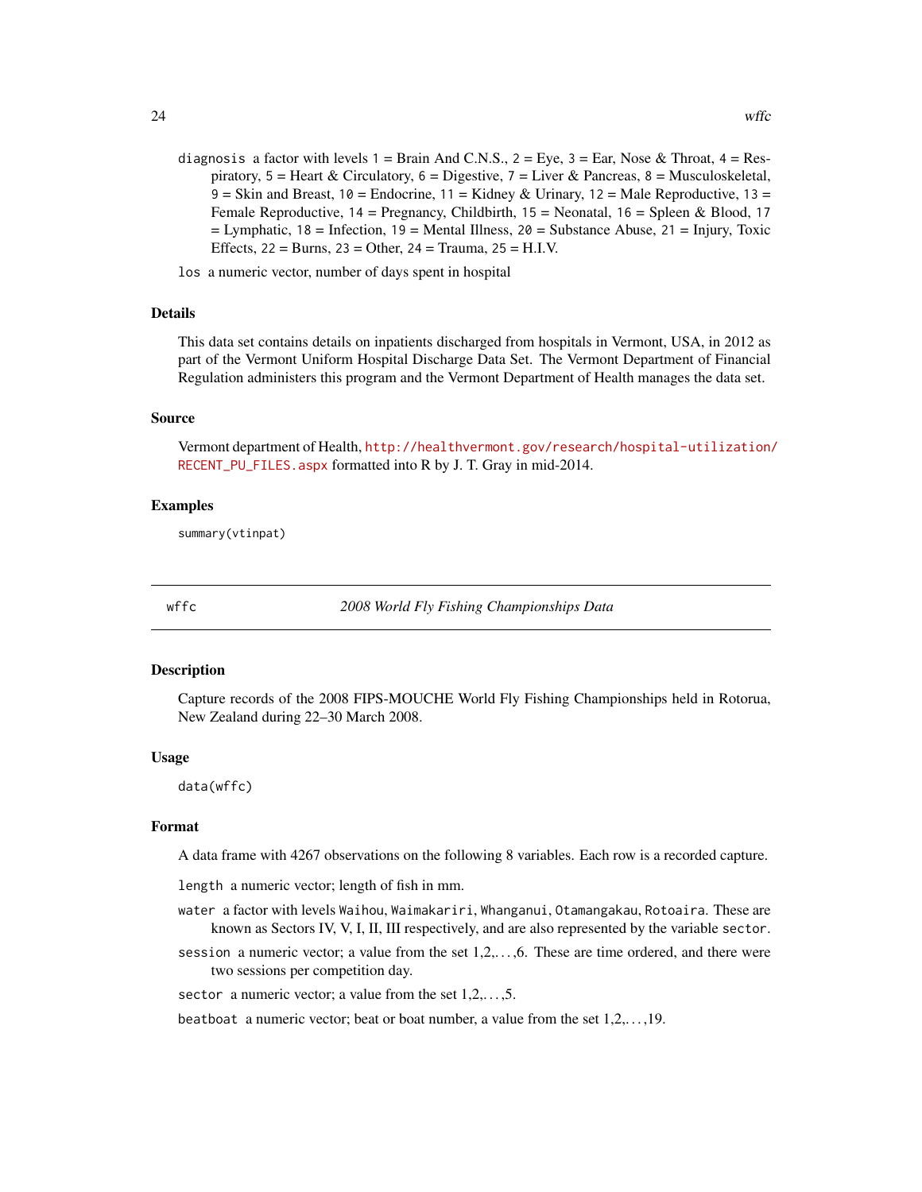`diagnosis` a factor with levels `1` = Brain And C.N.S., `2` = Eye, `3` = Ear, Nose & Throat, `4` = Respiratory, `5` = Heart & Circulatory, `6` = Digestive, `7` = Liver & Pancreas, `8` = Musculoskeletal, `9` = Skin and Breast, `10` = Endocrine, `11` = Kidney & Urinary, `12` = Male Reproductive, `13` = Female Reproductive, `14` = Pregnancy, Childbirth, `15` = Neonatal, `16` = Spleen & Blood, `17` = Lymphatic, `18` = Infection, `19` = Mental Illness, `20` = Substance Abuse, `21` = Injury, Toxic Effects, `22` = Burns, `23` = Other, `24` = Trauma, `25` = H.I.V.

`los` a numeric vector, number of days spent in hospital

### Details

This data set contains details on inpatients discharged from hospitals in Vermont, USA, in 2012 as part of the Vermont Uniform Hospital Discharge Data Set. The Vermont Department of Financial Regulation administers this program and the Vermont Department of Health manages the data set.

### Source

Vermont department of Health, http://healthvermont.gov/research/hospital-utilization/RECENT_PU_FILES.aspx formatted into R by J. T. Gray in mid-2014.

### Examples

```
summary(vtinpat)
```

---

## wffc — *2008 World Fly Fishing Championships Data*

### Description

Capture records of the 2008 FIPS-MOUCHE World Fly Fishing Championships held in Rotorua, New Zealand during 22–30 March 2008.

### Usage

```
data(wffc)
```

### Format

A data frame with 4267 observations on the following 8 variables. Each row is a recorded capture.

`length` a numeric vector; length of fish in mm.

`water` a factor with levels `Waihou`, `Waimakariri`, `Whanganui`, `Otamangakau`, `Rotoaira`. These are known as Sectors IV, V, I, II, III respectively, and are also represented by the variable `sector`.

`session` a numeric vector; a value from the set 1,2,…,6. These are time ordered, and there were two sessions per competition day.

`sector` a numeric vector; a value from the set 1,2,…,5.

`beatboat` a numeric vector; beat or boat number, a value from the set 1,2,…,19.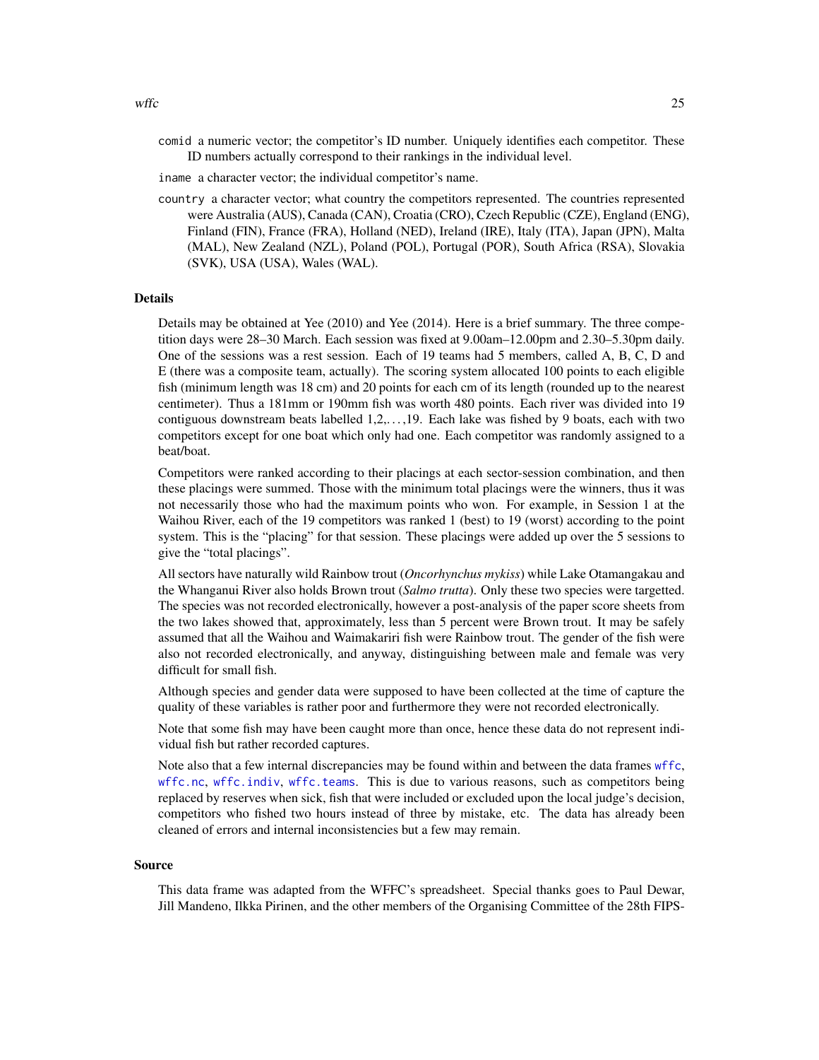comid a numeric vector; the competitor's ID number. Uniquely identifies each competitor. These ID numbers actually correspond to their rankings in the individual level.

iname a character vector; the individual competitor's name.

country a character vector; what country the competitors represented. The countries represented were Australia (AUS), Canada (CAN), Croatia (CRO), Czech Republic (CZE), England (ENG), Finland (FIN), France (FRA), Holland (NED), Ireland (IRE), Italy (ITA), Japan (JPN), Malta (MAL), New Zealand (NZL), Poland (POL), Portugal (POR), South Africa (RSA), Slovakia (SVK), USA (USA), Wales (WAL).

### Details

Details may be obtained at Yee (2010) and Yee (2014). Here is a brief summary. The three competition days were 28–30 March. Each session was fixed at 9.00am–12.00pm and 2.30–5.30pm daily. One of the sessions was a rest session. Each of 19 teams had 5 members, called A, B, C, D and E (there was a composite team, actually). The scoring system allocated 100 points to each eligible fish (minimum length was 18 cm) and 20 points for each cm of its length (rounded up to the nearest centimeter). Thus a 181mm or 190mm fish was worth 480 points. Each river was divided into 19 contiguous downstream beats labelled 1,2,. . . ,19. Each lake was fished by 9 boats, each with two competitors except for one boat which only had one. Each competitor was randomly assigned to a beat/boat.

Competitors were ranked according to their placings at each sector-session combination, and then these placings were summed. Those with the minimum total placings were the winners, thus it was not necessarily those who had the maximum points who won. For example, in Session 1 at the Waihou River, each of the 19 competitors was ranked 1 (best) to 19 (worst) according to the point system. This is the "placing" for that session. These placings were added up over the 5 sessions to give the "total placings".

All sectors have naturally wild Rainbow trout (*Oncorhynchus mykiss*) while Lake Otamangakau and the Whanganui River also holds Brown trout (*Salmo trutta*). Only these two species were targetted. The species was not recorded electronically, however a post-analysis of the paper score sheets from the two lakes showed that, approximately, less than 5 percent were Brown trout. It may be safely assumed that all the Waihou and Waimakariri fish were Rainbow trout. The gender of the fish were also not recorded electronically, and anyway, distinguishing between male and female was very difficult for small fish.

Although species and gender data were supposed to have been collected at the time of capture the quality of these variables is rather poor and furthermore they were not recorded electronically.

Note that some fish may have been caught more than once, hence these data do not represent individual fish but rather recorded captures.

Note also that a few internal discrepancies may be found within and between the data frames wffc, wffc.nc, wffc.indiv, wffc.teams. This is due to various reasons, such as competitors being replaced by reserves when sick, fish that were included or excluded upon the local judge's decision, competitors who fished two hours instead of three by mistake, etc. The data has already been cleaned of errors and internal inconsistencies but a few may remain.

### Source

This data frame was adapted from the WFFC's spreadsheet. Special thanks goes to Paul Dewar, Jill Mandeno, Ilkka Pirinen, and the other members of the Organising Committee of the 28th FIPS-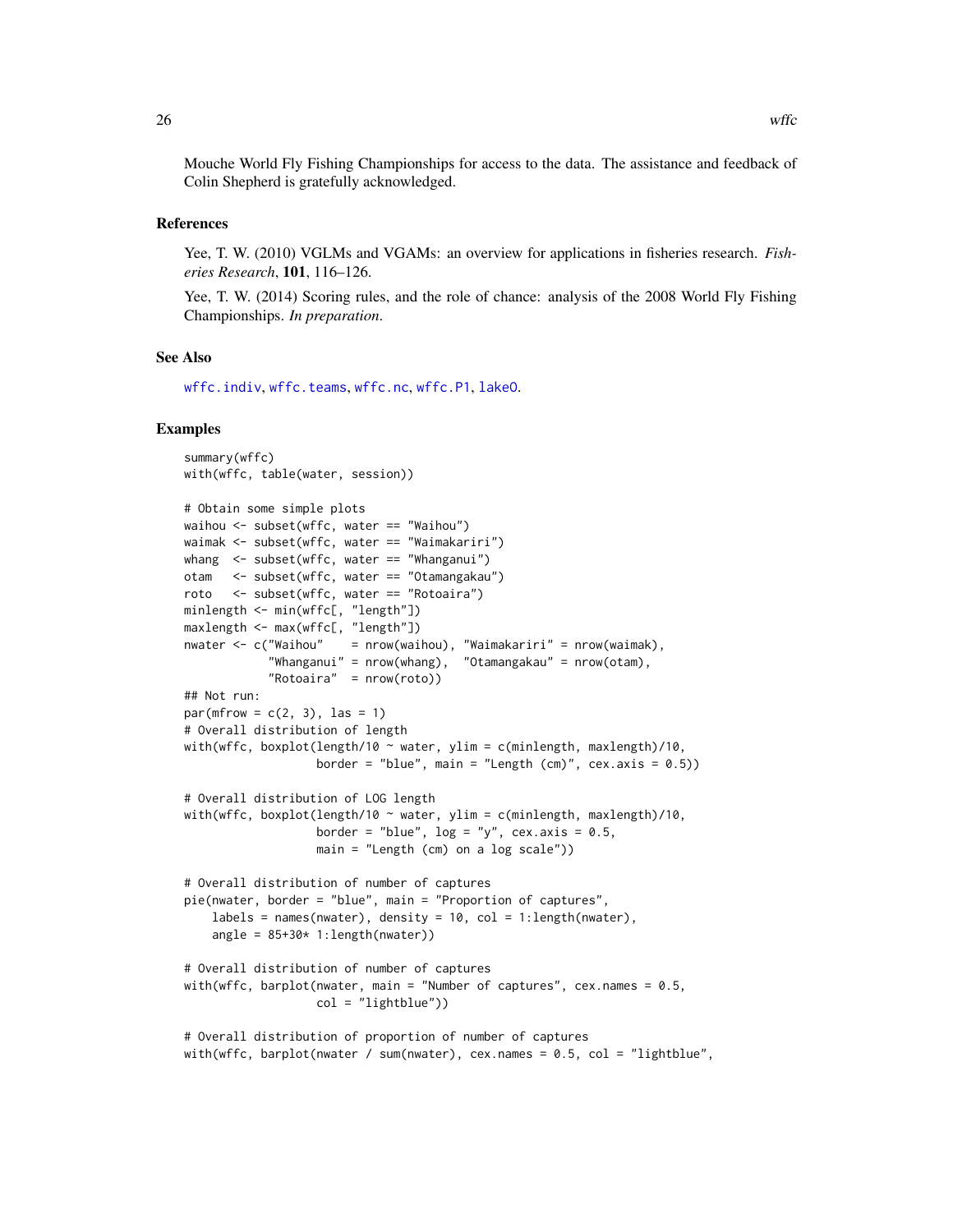Mouche World Fly Fishing Championships for access to the data. The assistance and feedback of Colin Shepherd is gratefully acknowledged.

### References

Yee, T. W. (2010) VGLMs and VGAMs: an overview for applications in fisheries research. *Fisheries Research*, **101**, 116–126.

Yee, T. W. (2014) Scoring rules, and the role of chance: analysis of the 2008 World Fly Fishing Championships. *In preparation*.

### See Also

wffc.indiv, wffc.teams, wffc.nc, wffc.P1, lakeO.

### Examples

```
summary(wffc)
with(wffc, table(water, session))

# Obtain some simple plots
waihou <- subset(wffc, water == "Waihou")
waimak <- subset(wffc, water == "Waimakariri")
whang  <- subset(wffc, water == "Whanganui")
otam   <- subset(wffc, water == "Otamangakau")
roto   <- subset(wffc, water == "Rotoaira")
minlength <- min(wffc[, "length"])
maxlength <- max(wffc[, "length"])
nwater <- c("Waihou"    = nrow(waihou), "Waimakariri" = nrow(waimak),
            "Whanganui" = nrow(whang),  "Otamangakau" = nrow(otam),
            "Rotoaira"  = nrow(roto))
## Not run:
par(mfrow = c(2, 3), las = 1)
# Overall distribution of length
with(wffc, boxplot(length/10 ~ water, ylim = c(minlength, maxlength)/10,
                   border = "blue", main = "Length (cm)", cex.axis = 0.5))

# Overall distribution of LOG length
with(wffc, boxplot(length/10 ~ water, ylim = c(minlength, maxlength)/10,
                   border = "blue", log = "y", cex.axis = 0.5,
                   main = "Length (cm) on a log scale"))

# Overall distribution of number of captures
pie(nwater, border = "blue", main = "Proportion of captures",
    labels = names(nwater), density = 10, col = 1:length(nwater),
    angle = 85+30* 1:length(nwater))

# Overall distribution of number of captures
with(wffc, barplot(nwater, main = "Number of captures", cex.names = 0.5,
                   col = "lightblue"))

# Overall distribution of proportion of number of captures
with(wffc, barplot(nwater / sum(nwater), cex.names = 0.5, col = "lightblue",
```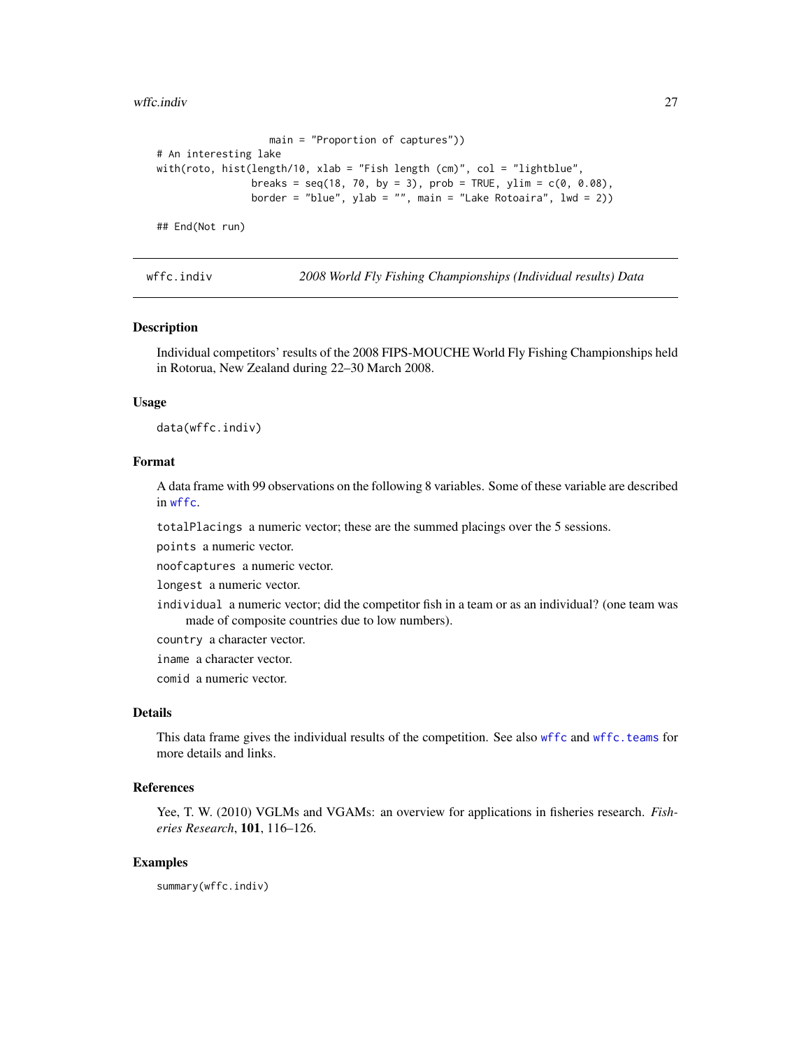```
                 main = "Proportion of captures"))
# An interesting lake
with(roto, hist(length/10, xlab = "Fish length (cm)", col = "lightblue",
                breaks = seq(18, 70, by = 3), prob = TRUE, ylim = c(0, 0.08),
                border = "blue", ylab = "", main = "Lake Rotoaira", lwd = 2))

## End(Not run)
```

---

## wffc.indiv — *2008 World Fly Fishing Championships (Individual results) Data*

### Description

Individual competitors' results of the 2008 FIPS-MOUCHE World Fly Fishing Championships held in Rotorua, New Zealand during 22–30 March 2008.

### Usage

```
data(wffc.indiv)
```

### Format

A data frame with 99 observations on the following 8 variables. Some of these variable are described in `wffc`.

`totalPlacings` a numeric vector; these are the summed placings over the 5 sessions.

`points` a numeric vector.

`noofcaptures` a numeric vector.

`longest` a numeric vector.

`individual` a numeric vector; did the competitor fish in a team or as an individual? (one team was made of composite countries due to low numbers).

`country` a character vector.

`iname` a character vector.

`comid` a numeric vector.

### Details

This data frame gives the individual results of the competition. See also `wffc` and `wffc.teams` for more details and links.

### References

Yee, T. W. (2010) VGLMs and VGAMs: an overview for applications in fisheries research. *Fisheries Research*, **101**, 116–126.

### Examples

```
summary(wffc.indiv)
```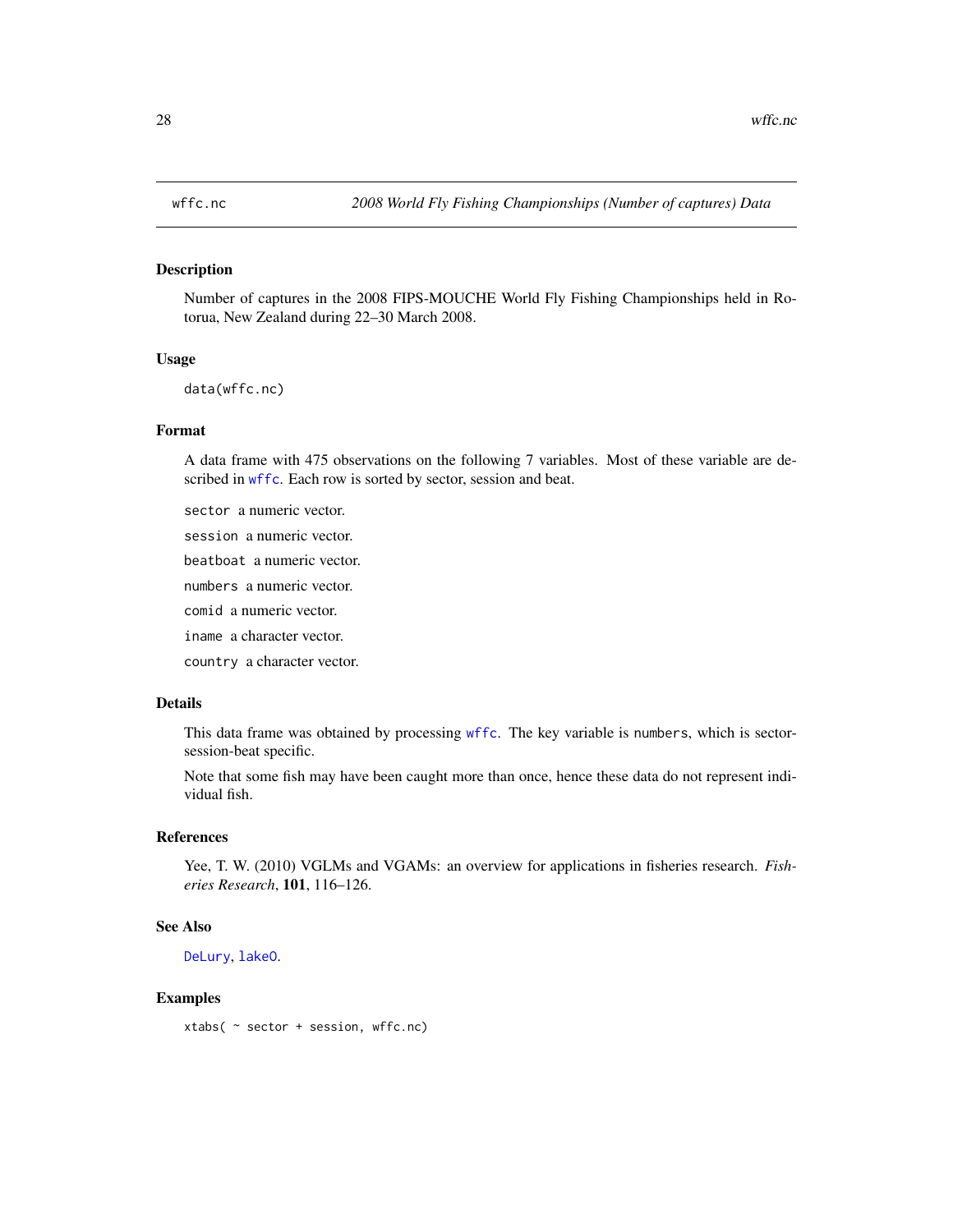# wffc.nc — 2008 World Fly Fishing Championships (Number of captures) Data

## Description

Number of captures in the 2008 FIPS-MOUCHE World Fly Fishing Championships held in Rotorua, New Zealand during 22–30 March 2008.

## Usage

```
data(wffc.nc)
```

## Format

A data frame with 475 observations on the following 7 variables. Most of these variable are described in `wffc`. Each row is sorted by sector, session and beat.

- `sector` a numeric vector.
- `session` a numeric vector.
- `beatboat` a numeric vector.
- `numbers` a numeric vector.
- `comid` a numeric vector.
- `iname` a character vector.
- `country` a character vector.

## Details

This data frame was obtained by processing `wffc`. The key variable is `numbers`, which is sector-session-beat specific.

Note that some fish may have been caught more than once, hence these data do not represent individual fish.

## References

Yee, T. W. (2010) VGLMs and VGAMs: an overview for applications in fisheries research. *Fisheries Research*, **101**, 116–126.

## See Also

`DeLury`, `lakeO`.

## Examples

```
xtabs( ~ sector + session, wffc.nc)
```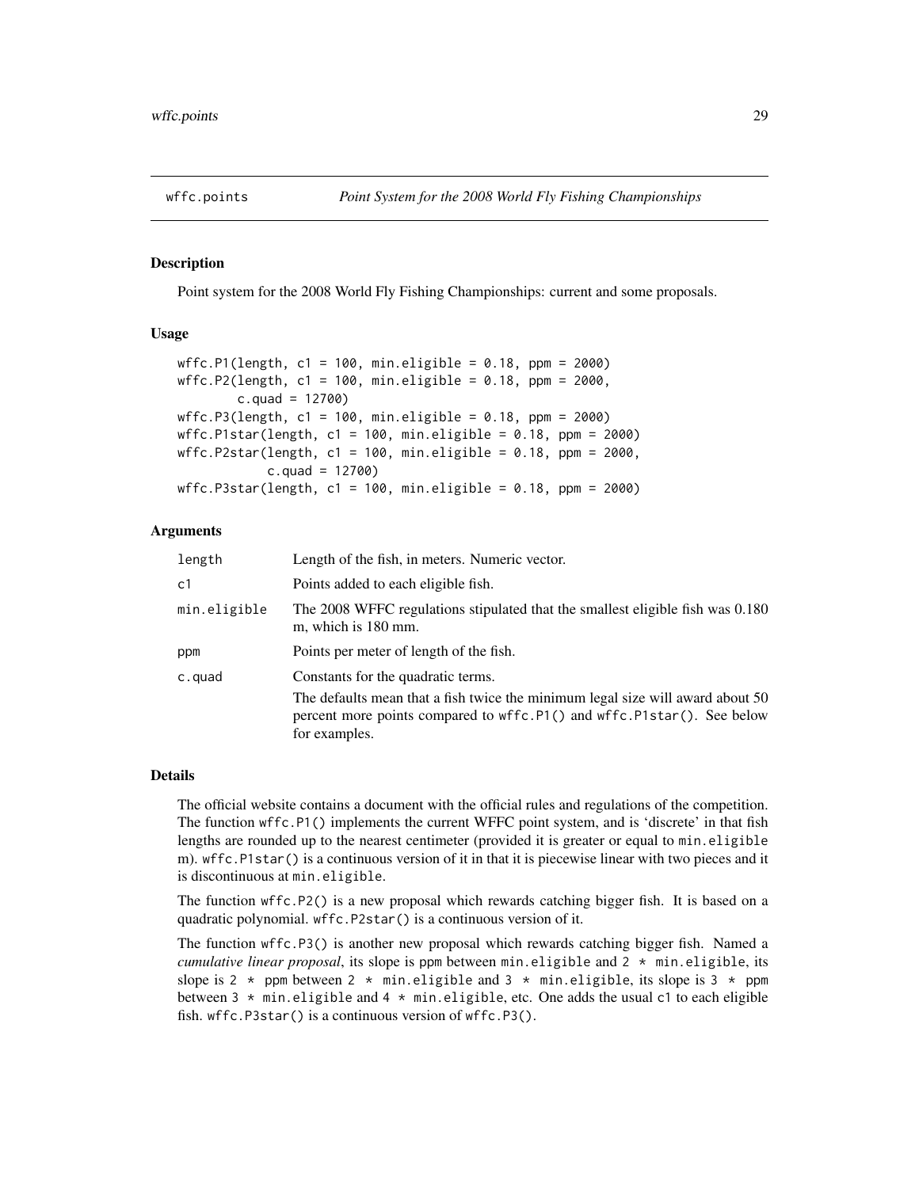## wffc.points — *Point System for the 2008 World Fly Fishing Championships*

### Description

Point system for the 2008 World Fly Fishing Championships: current and some proposals.

### Usage

```
wffc.P1(length, c1 = 100, min.eligible = 0.18, ppm = 2000)
wffc.P2(length, c1 = 100, min.eligible = 0.18, ppm = 2000,
        c.quad = 12700)
wffc.P3(length, c1 = 100, min.eligible = 0.18, ppm = 2000)
wffc.P1star(length, c1 = 100, min.eligible = 0.18, ppm = 2000)
wffc.P2star(length, c1 = 100, min.eligible = 0.18, ppm = 2000,
            c.quad = 12700)
wffc.P3star(length, c1 = 100, min.eligible = 0.18, ppm = 2000)
```

### Arguments

| | |
|---|---|
| `length` | Length of the fish, in meters. Numeric vector. |
| `c1` | Points added to each eligible fish. |
| `min.eligible` | The 2008 WFFC regulations stipulated that the smallest eligible fish was 0.180 m, which is 180 mm. |
| `ppm` | Points per meter of length of the fish. |
| `c.quad` | Constants for the quadratic terms. The defaults mean that a fish twice the minimum legal size will award about 50 percent more points compared to `wffc.P1()` and `wffc.P1star()`. See below for examples. |

### Details

The official website contains a document with the official rules and regulations of the competition. The function `wffc.P1()` implements the current WFFC point system, and is 'discrete' in that fish lengths are rounded up to the nearest centimeter (provided it is greater or equal to `min.eligible` m). `wffc.P1star()` is a continuous version of it in that it is piecewise linear with two pieces and it is discontinuous at `min.eligible`.

The function `wffc.P2()` is a new proposal which rewards catching bigger fish. It is based on a quadratic polynomial. `wffc.P2star()` is a continuous version of it.

The function `wffc.P3()` is another new proposal which rewards catching bigger fish. Named a *cumulative linear proposal*, its slope is `ppm` between `min.eligible` and `2 * min.eligible`, its slope is `2 * ppm` between `2 * min.eligible` and `3 * min.eligible`, its slope is `3 * ppm` between `3 * min.eligible` and `4 * min.eligible`, etc. One adds the usual `c1` to each eligible fish. `wffc.P3star()` is a continuous version of `wffc.P3()`.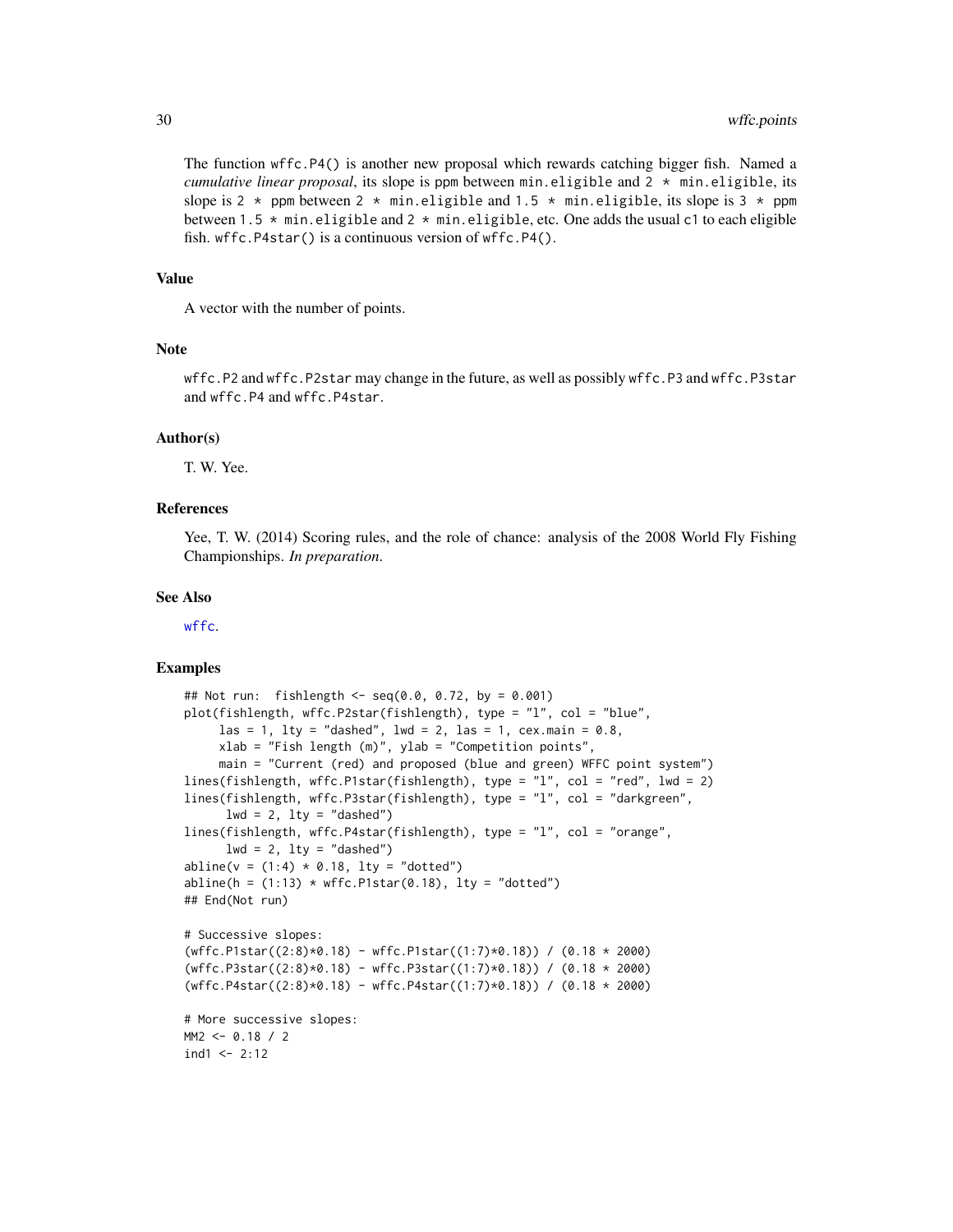The function `wffc.P4()` is another new proposal which rewards catching bigger fish. Named a *cumulative linear proposal*, its slope is `ppm` between `min.eligible` and `2 * min.eligible`, its slope is `2 * ppm` between `2 * min.eligible` and `1.5 * min.eligible`, its slope is `3 * ppm` between `1.5 * min.eligible` and `2 * min.eligible`, etc. One adds the usual `c1` to each eligible fish. `wffc.P4star()` is a continuous version of `wffc.P4()`.

### Value

A vector with the number of points.

### Note

`wffc.P2` and `wffc.P2star` may change in the future, as well as possibly `wffc.P3` and `wffc.P3star` and `wffc.P4` and `wffc.P4star`.

### Author(s)

T. W. Yee.

### References

Yee, T. W. (2014) Scoring rules, and the role of chance: analysis of the 2008 World Fly Fishing Championships. *In preparation*.

### See Also

`wffc`.

### Examples

```
## Not run:  fishlength <- seq(0.0, 0.72, by = 0.001)
plot(fishlength, wffc.P2star(fishlength), type = "l", col = "blue",
     las = 1, lty = "dashed", lwd = 2, las = 1, cex.main = 0.8,
     xlab = "Fish length (m)", ylab = "Competition points",
     main = "Current (red) and proposed (blue and green) WFFC point system")
lines(fishlength, wffc.P1star(fishlength), type = "l", col = "red", lwd = 2)
lines(fishlength, wffc.P3star(fishlength), type = "l", col = "darkgreen",
      lwd = 2, lty = "dashed")
lines(fishlength, wffc.P4star(fishlength), type = "l", col = "orange",
      lwd = 2, lty = "dashed")
abline(v = (1:4) * 0.18, lty = "dotted")
abline(h = (1:13) * wffc.P1star(0.18), lty = "dotted")
## End(Not run)

# Successive slopes:
(wffc.P1star((2:8)*0.18) - wffc.P1star((1:7)*0.18)) / (0.18 * 2000)
(wffc.P3star((2:8)*0.18) - wffc.P3star((1:7)*0.18)) / (0.18 * 2000)
(wffc.P4star((2:8)*0.18) - wffc.P4star((1:7)*0.18)) / (0.18 * 2000)

# More successive slopes:
MM2 <- 0.18 / 2
ind1 <- 2:12
```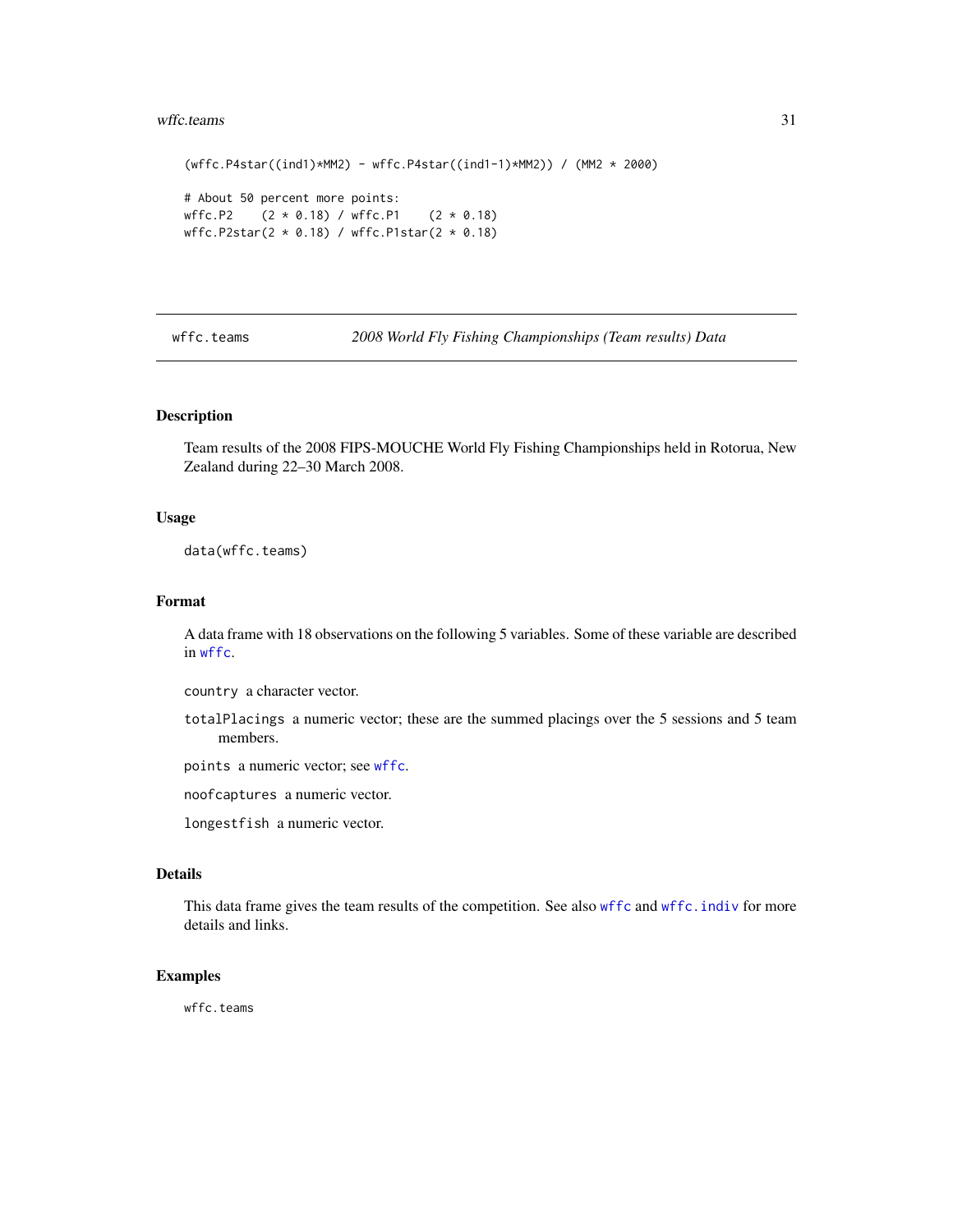```
(wffc.P4star((ind1)*MM2) - wffc.P4star((ind1-1)*MM2)) / (MM2 * 2000)

# About 50 percent more points:
wffc.P2    (2 * 0.18) / wffc.P1    (2 * 0.18)
wffc.P2star(2 * 0.18) / wffc.P1star(2 * 0.18)
```

---

wffc.teams    *2008 World Fly Fishing Championships (Team results) Data*

---

### Description

Team results of the 2008 FIPS-MOUCHE World Fly Fishing Championships held in Rotorua, New Zealand during 22–30 March 2008.

### Usage

```
data(wffc.teams)
```

### Format

A data frame with 18 observations on the following 5 variables. Some of these variable are described in `wffc`.

`country` a character vector.

`totalPlacings` a numeric vector; these are the summed placings over the 5 sessions and 5 team members.

`points` a numeric vector; see `wffc`.

`noofcaptures` a numeric vector.

`longestfish` a numeric vector.

### Details

This data frame gives the team results of the competition. See also `wffc` and `wffc.indiv` for more details and links.

### Examples

```
wffc.teams
```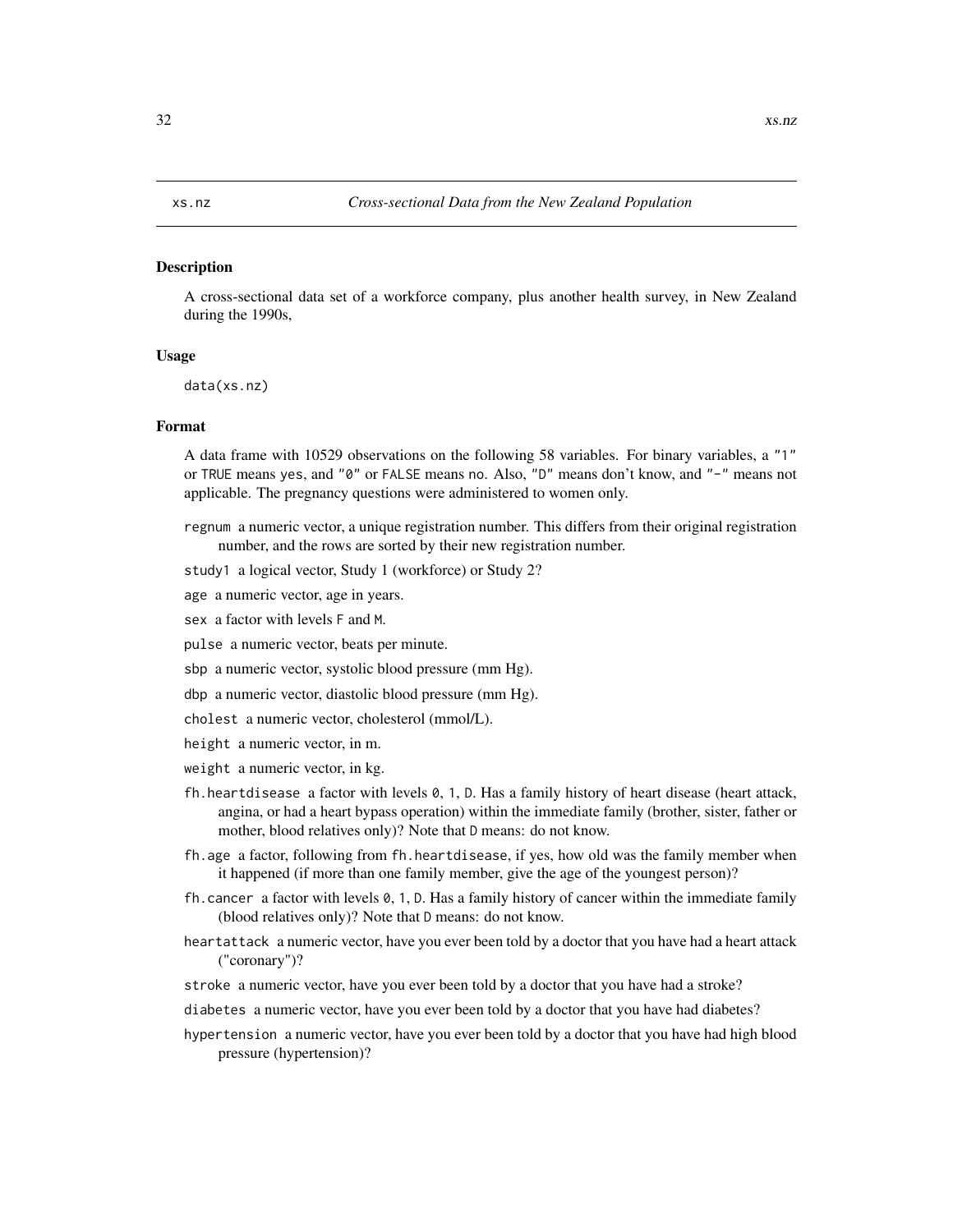xs.nz *Cross-sectional Data from the New Zealand Population*

## Description

A cross-sectional data set of a workforce company, plus another health survey, in New Zealand during the 1990s,

## Usage

```
data(xs.nz)
```

## Format

A data frame with 10529 observations on the following 58 variables. For binary variables, a "1" or TRUE means yes, and "0" or FALSE means no. Also, "D" means don't know, and "-" means not applicable. The pregnancy questions were administered to women only.

- `regnum` a numeric vector, a unique registration number. This differs from their original registration number, and the rows are sorted by their new registration number.
- `study1` a logical vector, Study 1 (workforce) or Study 2?
- `age` a numeric vector, age in years.
- `sex` a factor with levels F and M.
- `pulse` a numeric vector, beats per minute.
- `sbp` a numeric vector, systolic blood pressure (mm Hg).
- `dbp` a numeric vector, diastolic blood pressure (mm Hg).
- `cholest` a numeric vector, cholesterol (mmol/L).
- `height` a numeric vector, in m.
- `weight` a numeric vector, in kg.
- `fh.heartdisease` a factor with levels 0, 1, D. Has a family history of heart disease (heart attack, angina, or had a heart bypass operation) within the immediate family (brother, sister, father or mother, blood relatives only)? Note that D means: do not know.
- `fh.age` a factor, following from fh.heartdisease, if yes, how old was the family member when it happened (if more than one family member, give the age of the youngest person)?
- `fh.cancer` a factor with levels 0, 1, D. Has a family history of cancer within the immediate family (blood relatives only)? Note that D means: do not know.
- `heartattack` a numeric vector, have you ever been told by a doctor that you have had a heart attack ("coronary")?
- `stroke` a numeric vector, have you ever been told by a doctor that you have had a stroke?
- `diabetes` a numeric vector, have you ever been told by a doctor that you have had diabetes?
- `hypertension` a numeric vector, have you ever been told by a doctor that you have had high blood pressure (hypertension)?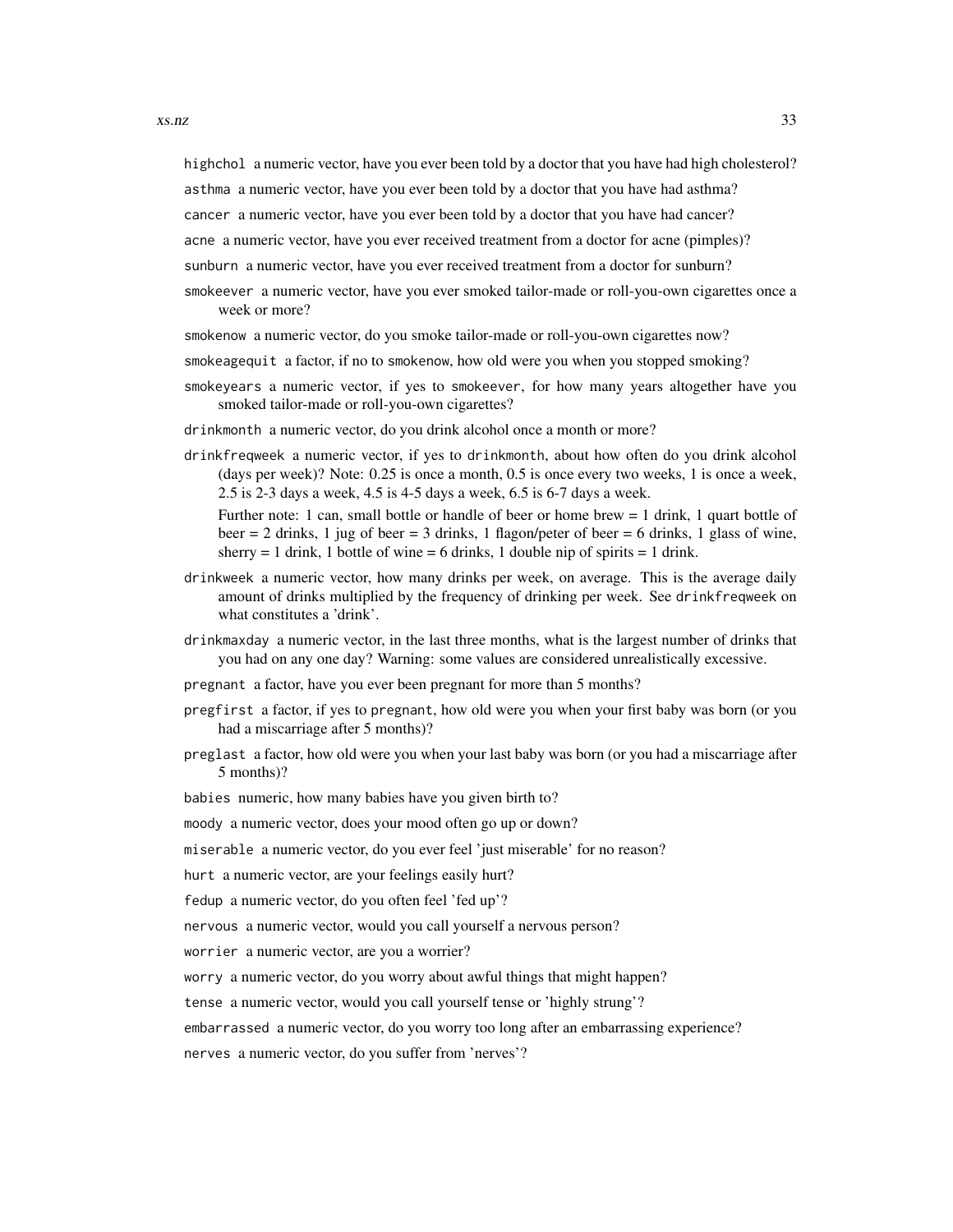`highchol` a numeric vector, have you ever been told by a doctor that you have had high cholesterol?

`asthma` a numeric vector, have you ever been told by a doctor that you have had asthma?

`cancer` a numeric vector, have you ever been told by a doctor that you have had cancer?

`acne` a numeric vector, have you ever received treatment from a doctor for acne (pimples)?

`sunburn` a numeric vector, have you ever received treatment from a doctor for sunburn?

`smokeever` a numeric vector, have you ever smoked tailor-made or roll-you-own cigarettes once a week or more?

`smokenow` a numeric vector, do you smoke tailor-made or roll-you-own cigarettes now?

`smokeagequit` a factor, if no to `smokenow`, how old were you when you stopped smoking?

`smokeyears` a numeric vector, if yes to `smokeever`, for how many years altogether have you smoked tailor-made or roll-you-own cigarettes?

`drinkmonth` a numeric vector, do you drink alcohol once a month or more?

`drinkfreqweek` a numeric vector, if yes to `drinkmonth`, about how often do you drink alcohol (days per week)? Note: 0.25 is once a month, 0.5 is once every two weeks, 1 is once a week, 2.5 is 2-3 days a week, 4.5 is 4-5 days a week, 6.5 is 6-7 days a week.

Further note: 1 can, small bottle or handle of beer or home brew = 1 drink, 1 quart bottle of beer = 2 drinks, 1 jug of beer = 3 drinks, 1 flagon/peter of beer = 6 drinks, 1 glass of wine, sherry = 1 drink, 1 bottle of wine = 6 drinks, 1 double nip of spirits = 1 drink.

`drinkweek` a numeric vector, how many drinks per week, on average. This is the average daily amount of drinks multiplied by the frequency of drinking per week. See `drinkfreqweek` on what constitutes a 'drink'.

`drinkmaxday` a numeric vector, in the last three months, what is the largest number of drinks that you had on any one day? Warning: some values are considered unrealistically excessive.

`pregnant` a factor, have you ever been pregnant for more than 5 months?

`pregfirst` a factor, if yes to `pregnant`, how old were you when your first baby was born (or you had a miscarriage after 5 months)?

`preglast` a factor, how old were you when your last baby was born (or you had a miscarriage after 5 months)?

`babies` numeric, how many babies have you given birth to?

`moody` a numeric vector, does your mood often go up or down?

`miserable` a numeric vector, do you ever feel 'just miserable' for no reason?

`hurt` a numeric vector, are your feelings easily hurt?

`fedup` a numeric vector, do you often feel 'fed up'?

`nervous` a numeric vector, would you call yourself a nervous person?

`worrier` a numeric vector, are you a worrier?

`worry` a numeric vector, do you worry about awful things that might happen?

`tense` a numeric vector, would you call yourself tense or 'highly strung'?

`embarrassed` a numeric vector, do you worry too long after an embarrassing experience?

`nerves` a numeric vector, do you suffer from 'nerves'?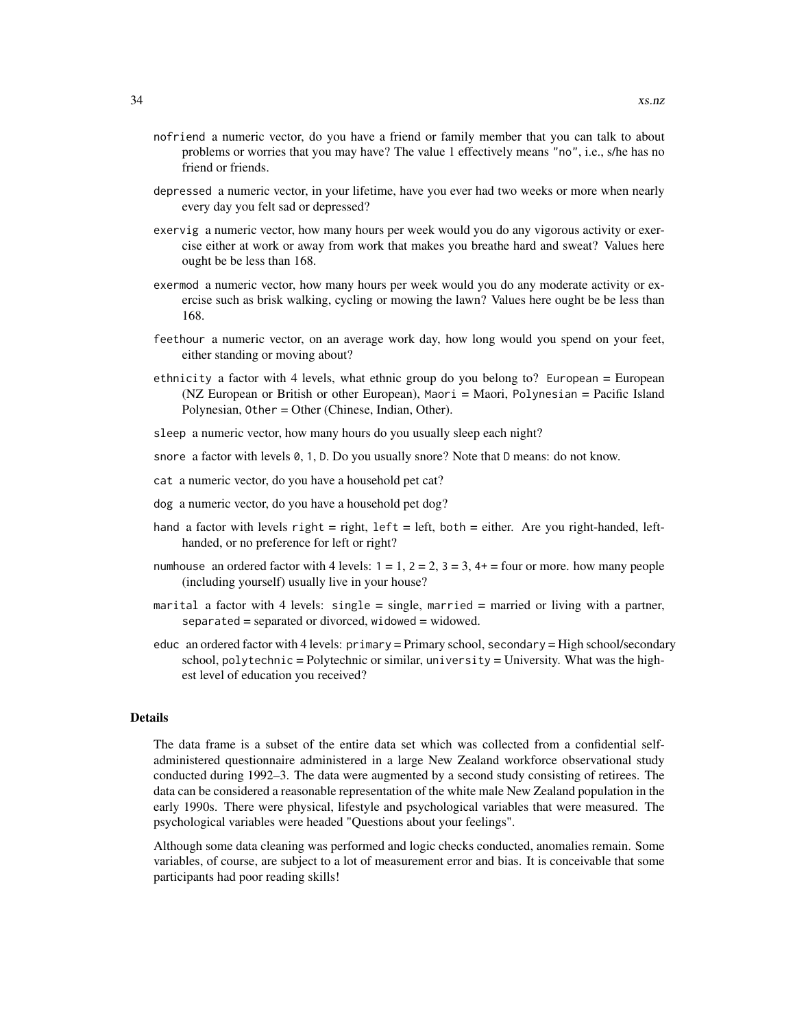- `nofriend` a numeric vector, do you have a friend or family member that you can talk to about problems or worries that you may have? The value 1 effectively means "no", i.e., s/he has no friend or friends.
- `depressed` a numeric vector, in your lifetime, have you ever had two weeks or more when nearly every day you felt sad or depressed?
- `exervig` a numeric vector, how many hours per week would you do any vigorous activity or exercise either at work or away from work that makes you breathe hard and sweat? Values here ought be be less than 168.
- `exermod` a numeric vector, how many hours per week would you do any moderate activity or exercise such as brisk walking, cycling or mowing the lawn? Values here ought be be less than 168.
- `feethour` a numeric vector, on an average work day, how long would you spend on your feet, either standing or moving about?
- `ethnicity` a factor with 4 levels, what ethnic group do you belong to? `European` = European (NZ European or British or other European), `Maori` = Maori, `Polynesian` = Pacific Island Polynesian, `Other` = Other (Chinese, Indian, Other).
- `sleep` a numeric vector, how many hours do you usually sleep each night?
- `snore` a factor with levels `0`, `1`, `D`. Do you usually snore? Note that `D` means: do not know.
- `cat` a numeric vector, do you have a household pet cat?
- `dog` a numeric vector, do you have a household pet dog?
- `hand` a factor with levels `right` = right, `left` = left, `both` = either. Are you right-handed, left-handed, or no preference for left or right?
- `numhouse` an ordered factor with 4 levels: `1` = 1, `2` = 2, `3` = 3, `4+` = four or more. how many people (including yourself) usually live in your house?
- `marital` a factor with 4 levels: `single` = single, `married` = married or living with a partner, `separated` = separated or divorced, `widowed` = widowed.
- `educ` an ordered factor with 4 levels: `primary` = Primary school, `secondary` = High school/secondary school, `polytechnic` = Polytechnic or similar, `university` = University. What was the highest level of education you received?

## Details

The data frame is a subset of the entire data set which was collected from a confidential self-administered questionnaire administered in a large New Zealand workforce observational study conducted during 1992–3. The data were augmented by a second study consisting of retirees. The data can be considered a reasonable representation of the white male New Zealand population in the early 1990s. There were physical, lifestyle and psychological variables that were measured. The psychological variables were headed "Questions about your feelings".

Although some data cleaning was performed and logic checks conducted, anomalies remain. Some variables, of course, are subject to a lot of measurement error and bias. It is conceivable that some participants had poor reading skills!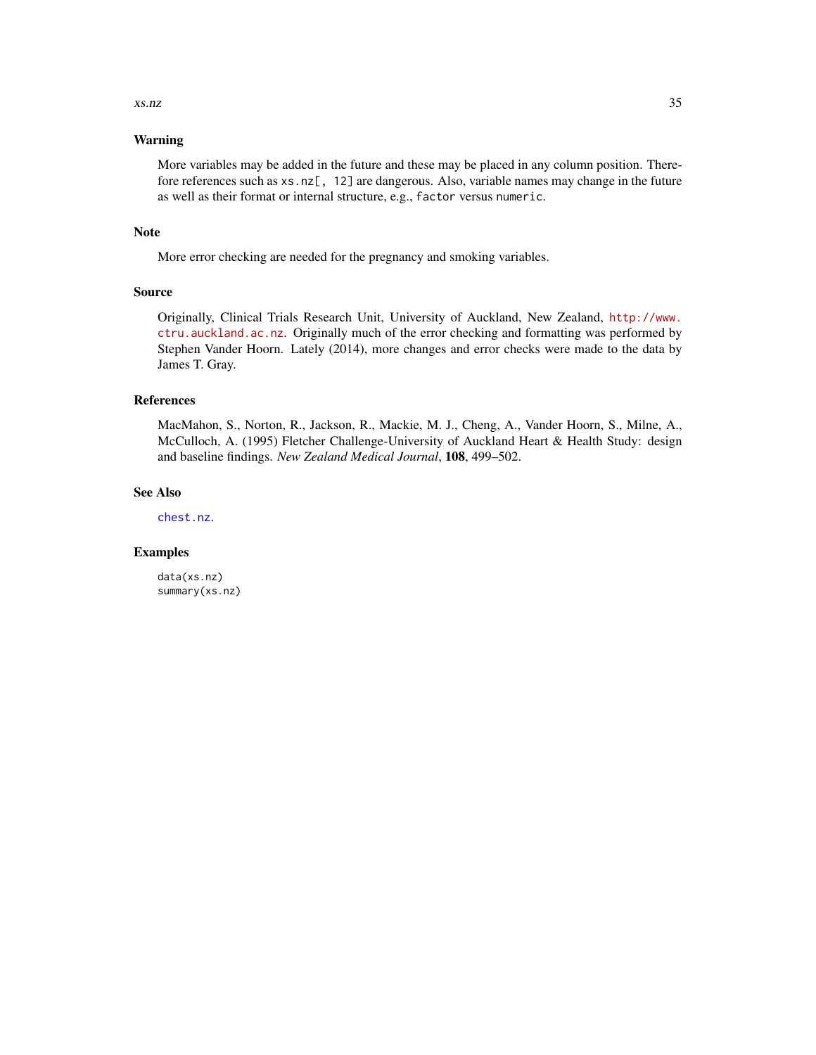## Warning

More variables may be added in the future and these may be placed in any column position. Therefore references such as `xs.nz[, 12]` are dangerous. Also, variable names may change in the future as well as their format or internal structure, e.g., `factor` versus `numeric`.

## Note

More error checking are needed for the pregnancy and smoking variables.

## Source

Originally, Clinical Trials Research Unit, University of Auckland, New Zealand, http://www.ctru.auckland.ac.nz. Originally much of the error checking and formatting was performed by Stephen Vander Hoorn. Lately (2014), more changes and error checks were made to the data by James T. Gray.

## References

MacMahon, S., Norton, R., Jackson, R., Mackie, M. J., Cheng, A., Vander Hoorn, S., Milne, A., McCulloch, A. (1995) Fletcher Challenge-University of Auckland Heart & Health Study: design and baseline findings. *New Zealand Medical Journal*, **108**, 499–502.

## See Also

`chest.nz`.

## Examples

```
data(xs.nz)
summary(xs.nz)
```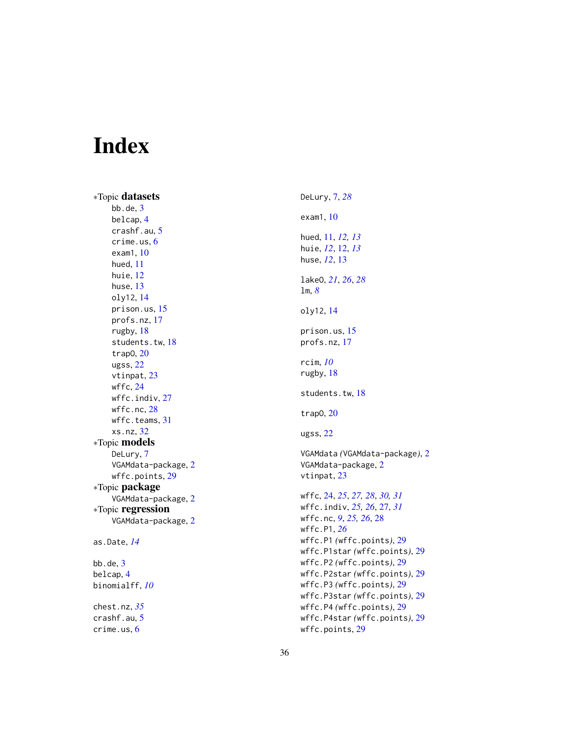# Index

∗Topic **datasets**
- bb.de, 3
- belcap, 4
- crashf.au, 5
- crime.us, 6
- exam1, 10
- hued, 11
- huie, 12
- huse, 13
- oly12, 14
- prison.us, 15
- profs.nz, 17
- rugby, 18
- students.tw, 18
- trap0, 20
- ugss, 22
- vtinpat, 23
- wffc, 24
- wffc.indiv, 27
- wffc.nc, 28
- wffc.teams, 31
- xs.nz, 32

∗Topic **models**
- DeLury, 7
- VGAMdata-package, 2
- wffc.points, 29

∗Topic **package**
- VGAMdata-package, 2

∗Topic **regression**
- VGAMdata-package, 2

as.Date, *14*

bb.de, 3
belcap, 4
binomialff, *10*

chest.nz, *35*
crashf.au, 5
crime.us, 6

DeLury, 7, *28*

exam1, 10

hued, 11, *12, 13*
huie, *12*, 12, *13*
huse, *12*, 13

lake0, *21*, *26*, *28*
lm, *8*

oly12, 14

prison.us, 15
profs.nz, 17

rcim, *10*
rugby, 18

students.tw, 18

trap0, 20

ugss, 22

VGAMdata *(VGAMdata-package)*, 2
VGAMdata-package, 2
vtinpat, 23

wffc, 24, *25*, *27*, *28*, *30*, *31*
wffc.indiv, *25*, *26*, 27, *31*
wffc.nc, *9*, *25*, *26*, 28
wffc.P1, *26*
wffc.P1 *(wffc.points)*, 29
wffc.P1star *(wffc.points)*, 29
wffc.P2 *(wffc.points)*, 29
wffc.P2star *(wffc.points)*, 29
wffc.P3 *(wffc.points)*, 29
wffc.P3star *(wffc.points)*, 29
wffc.P4 *(wffc.points)*, 29
wffc.P4star *(wffc.points)*, 29
wffc.points, 29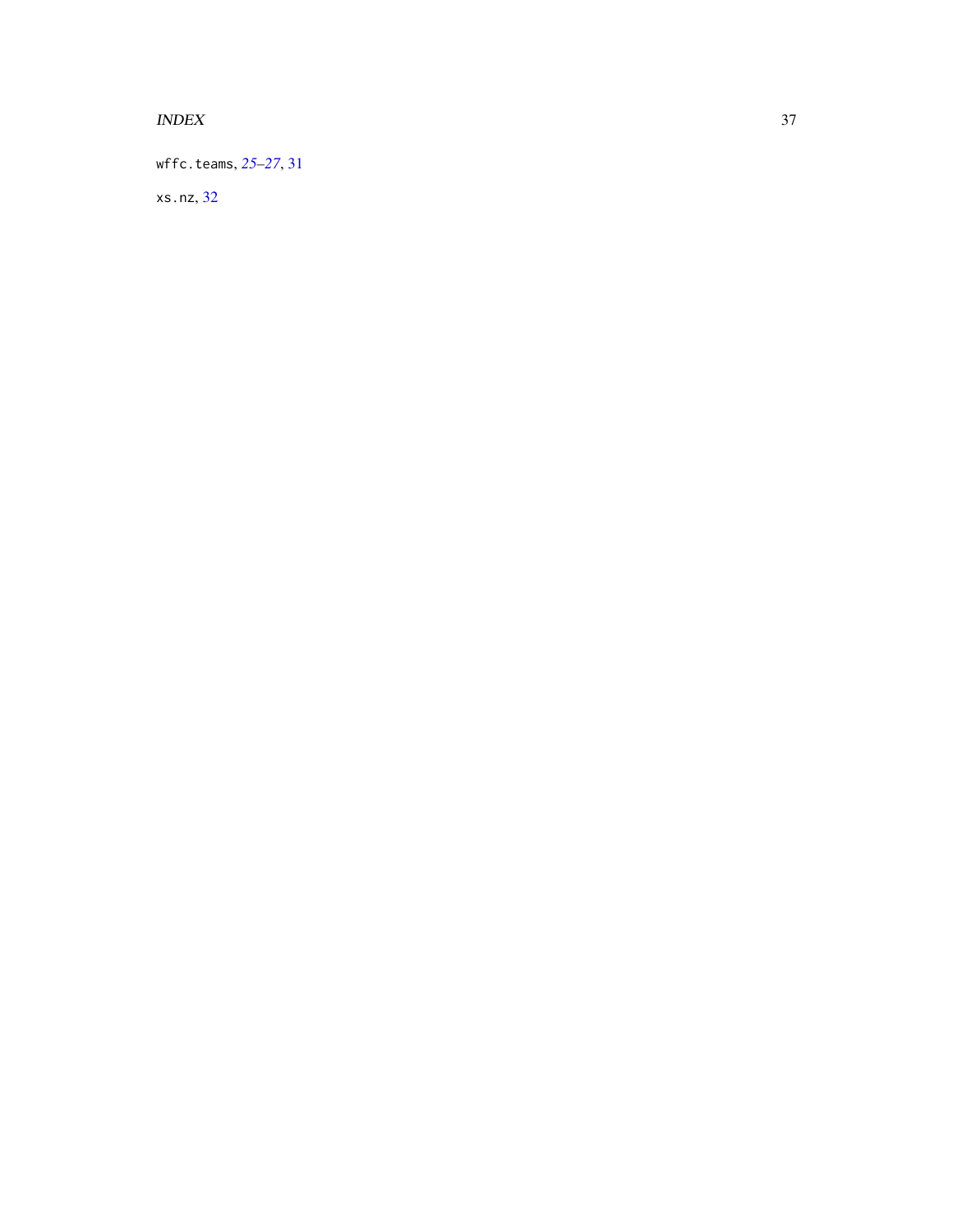wffc.teams, *25–27*, 31

xs.nz, 32